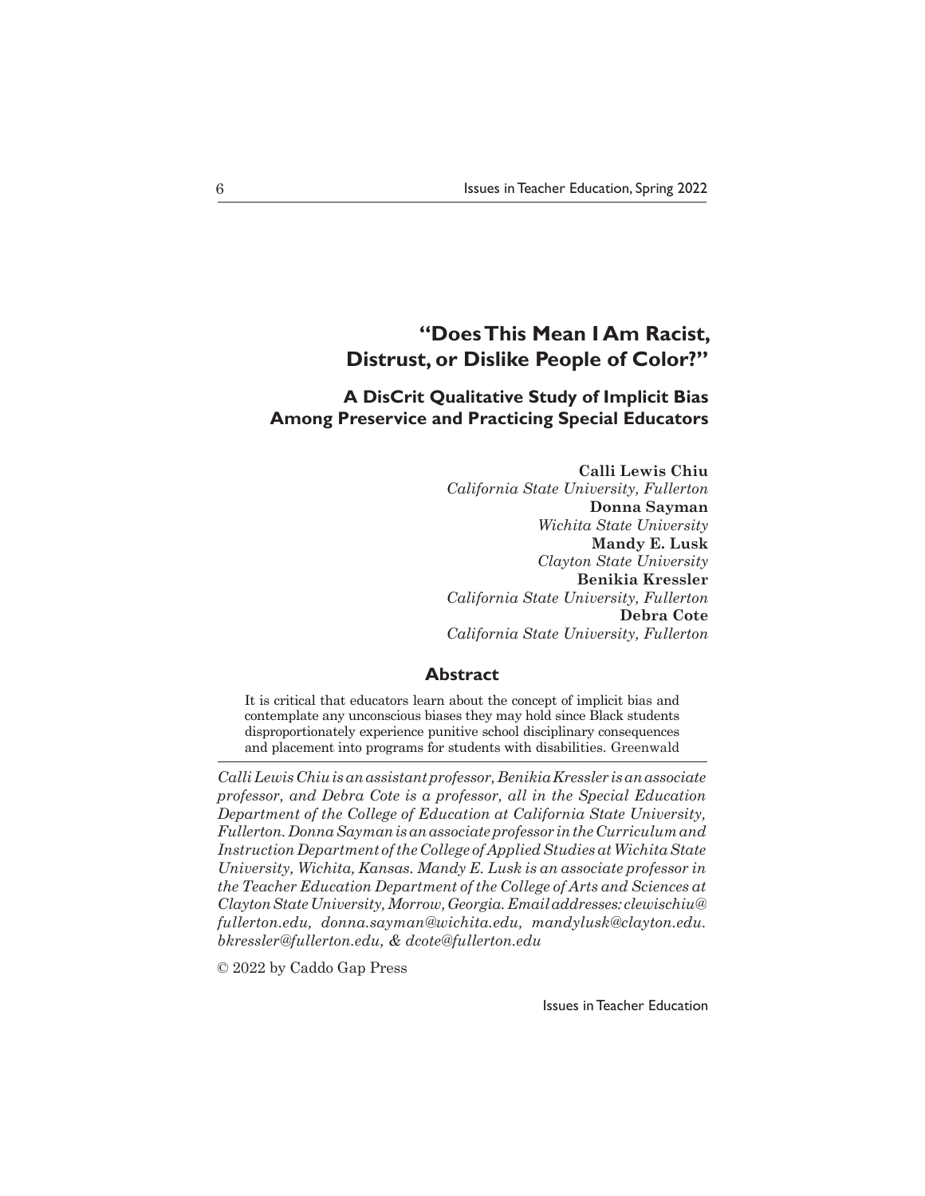# "Does This Mean I Am Racist, Distrust, or Dislike People of Color?"

## A DisCrit Qualitative Study of Implicit Bias Among Preservice and Practicing Special Educators

**Calli Lewis Chiu**
*California State University, Fullerton*
**Donna Sayman**
*Wichita State University*
**Mandy E. Lusk**
*Clayton State University*
**Benikia Kressler**
*California State University, Fullerton*
**Debra Cote**
*California State University, Fullerton*

### Abstract

It is critical that educators learn about the concept of implicit bias and contemplate any unconscious biases they may hold since Black students disproportionately experience punitive school disciplinary consequences and placement into programs for students with disabilities. Greenwald

---

*Calli Lewis Chiu is an assistant professor, Benikia Kressler is an associate professor, and Debra Cote is a professor, all in the Special Education Department of the College of Education at California State University, Fullerton. Donna Sayman is an associate professor in the Curriculum and Instruction Department of the College of Applied Studies at Wichita State University, Wichita, Kansas. Mandy E. Lusk is an associate professor in the Teacher Education Department of the College of Arts and Sciences at Clayton State University, Morrow, Georgia. Email addresses: clewischiu@fullerton.edu, donna.sayman@wichita.edu, mandylusk@clayton.edu. bkressler@fullerton.edu, & dcote@fullerton.edu*

© 2022 by Caddo Gap Press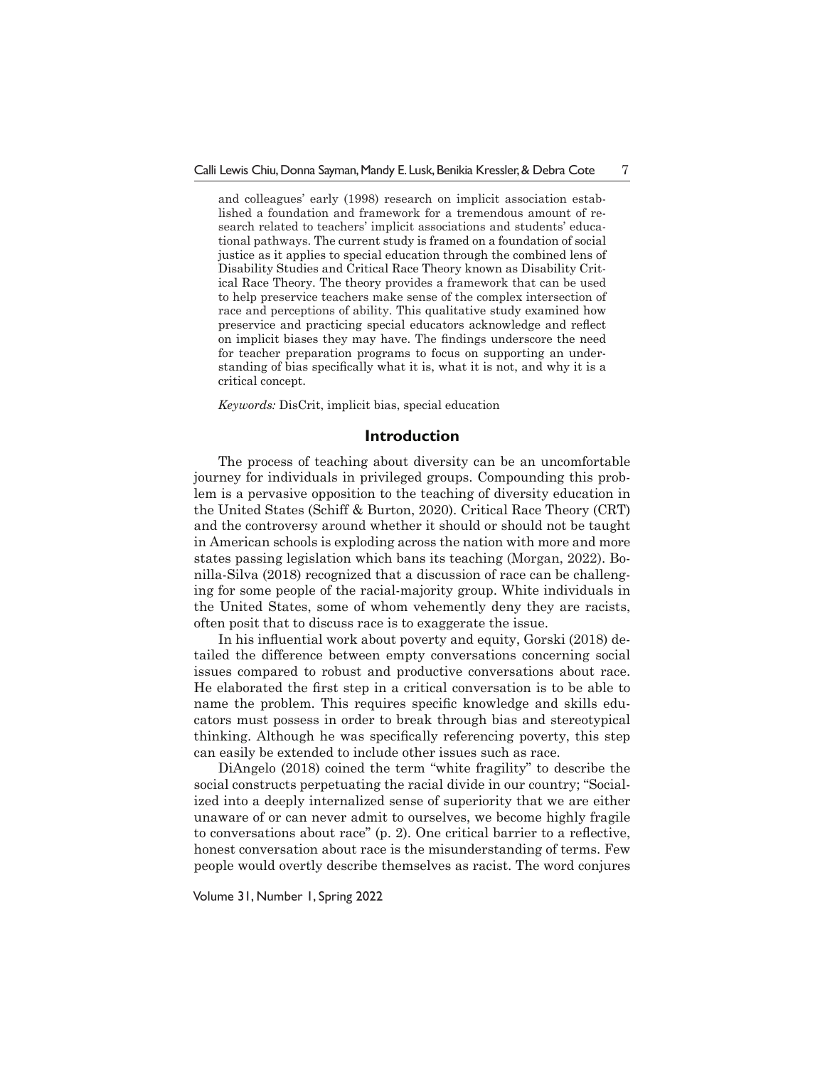and colleagues' early (1998) research on implicit association established a foundation and framework for a tremendous amount of research related to teachers' implicit associations and students' educational pathways. The current study is framed on a foundation of social justice as it applies to special education through the combined lens of Disability Studies and Critical Race Theory known as Disability Critical Race Theory. The theory provides a framework that can be used to help preservice teachers make sense of the complex intersection of race and perceptions of ability. This qualitative study examined how preservice and practicing special educators acknowledge and reflect on implicit biases they may have. The findings underscore the need for teacher preparation programs to focus on supporting an understanding of bias specifically what it is, what it is not, and why it is a critical concept.

*Keywords:* DisCrit, implicit bias, special education

## Introduction

The process of teaching about diversity can be an uncomfortable journey for individuals in privileged groups. Compounding this problem is a pervasive opposition to the teaching of diversity education in the United States (Schiff & Burton, 2020). Critical Race Theory (CRT) and the controversy around whether it should or should not be taught in American schools is exploding across the nation with more and more states passing legislation which bans its teaching (Morgan, 2022). Bonilla-Silva (2018) recognized that a discussion of race can be challenging for some people of the racial-majority group. White individuals in the United States, some of whom vehemently deny they are racists, often posit that to discuss race is to exaggerate the issue.

In his influential work about poverty and equity, Gorski (2018) detailed the difference between empty conversations concerning social issues compared to robust and productive conversations about race. He elaborated the first step in a critical conversation is to be able to name the problem. This requires specific knowledge and skills educators must possess in order to break through bias and stereotypical thinking. Although he was specifically referencing poverty, this step can easily be extended to include other issues such as race.

DiAngelo (2018) coined the term "white fragility" to describe the social constructs perpetuating the racial divide in our country; "Socialized into a deeply internalized sense of superiority that we are either unaware of or can never admit to ourselves, we become highly fragile to conversations about race" (p. 2). One critical barrier to a reflective, honest conversation about race is the misunderstanding of terms. Few people would overtly describe themselves as racist. The word conjures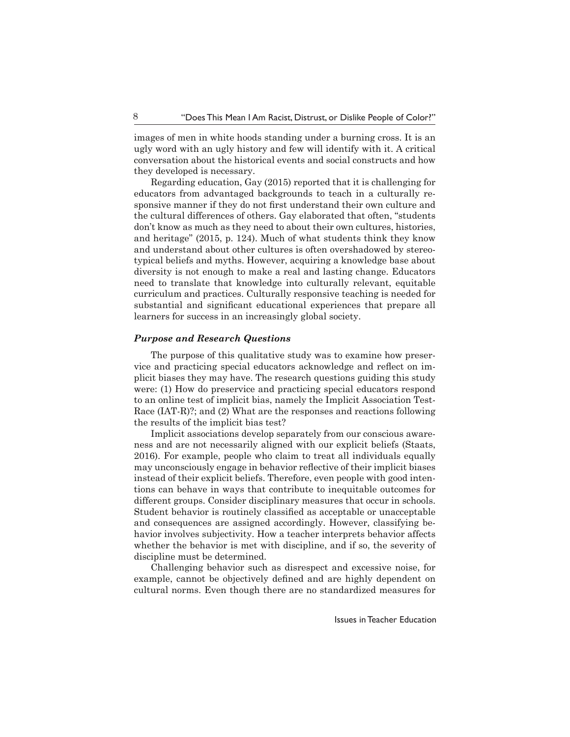images of men in white hoods standing under a burning cross. It is an ugly word with an ugly history and few will identify with it. A critical conversation about the historical events and social constructs and how they developed is necessary.

Regarding education, Gay (2015) reported that it is challenging for educators from advantaged backgrounds to teach in a culturally responsive manner if they do not first understand their own culture and the cultural differences of others. Gay elaborated that often, "students don't know as much as they need to about their own cultures, histories, and heritage" (2015, p. 124). Much of what students think they know and understand about other cultures is often overshadowed by stereotypical beliefs and myths. However, acquiring a knowledge base about diversity is not enough to make a real and lasting change. Educators need to translate that knowledge into culturally relevant, equitable curriculum and practices. Culturally responsive teaching is needed for substantial and significant educational experiences that prepare all learners for success in an increasingly global society.

### *Purpose and Research Questions*

The purpose of this qualitative study was to examine how preservice and practicing special educators acknowledge and reflect on implicit biases they may have. The research questions guiding this study were: (1) How do preservice and practicing special educators respond to an online test of implicit bias, namely the Implicit Association Test-Race (IAT-R)?; and (2) What are the responses and reactions following the results of the implicit bias test?

Implicit associations develop separately from our conscious awareness and are not necessarily aligned with our explicit beliefs (Staats, 2016). For example, people who claim to treat all individuals equally may unconsciously engage in behavior reflective of their implicit biases instead of their explicit beliefs. Therefore, even people with good intentions can behave in ways that contribute to inequitable outcomes for different groups. Consider disciplinary measures that occur in schools. Student behavior is routinely classified as acceptable or unacceptable and consequences are assigned accordingly. However, classifying behavior involves subjectivity. How a teacher interprets behavior affects whether the behavior is met with discipline, and if so, the severity of discipline must be determined.

Challenging behavior such as disrespect and excessive noise, for example, cannot be objectively defined and are highly dependent on cultural norms. Even though there are no standardized measures for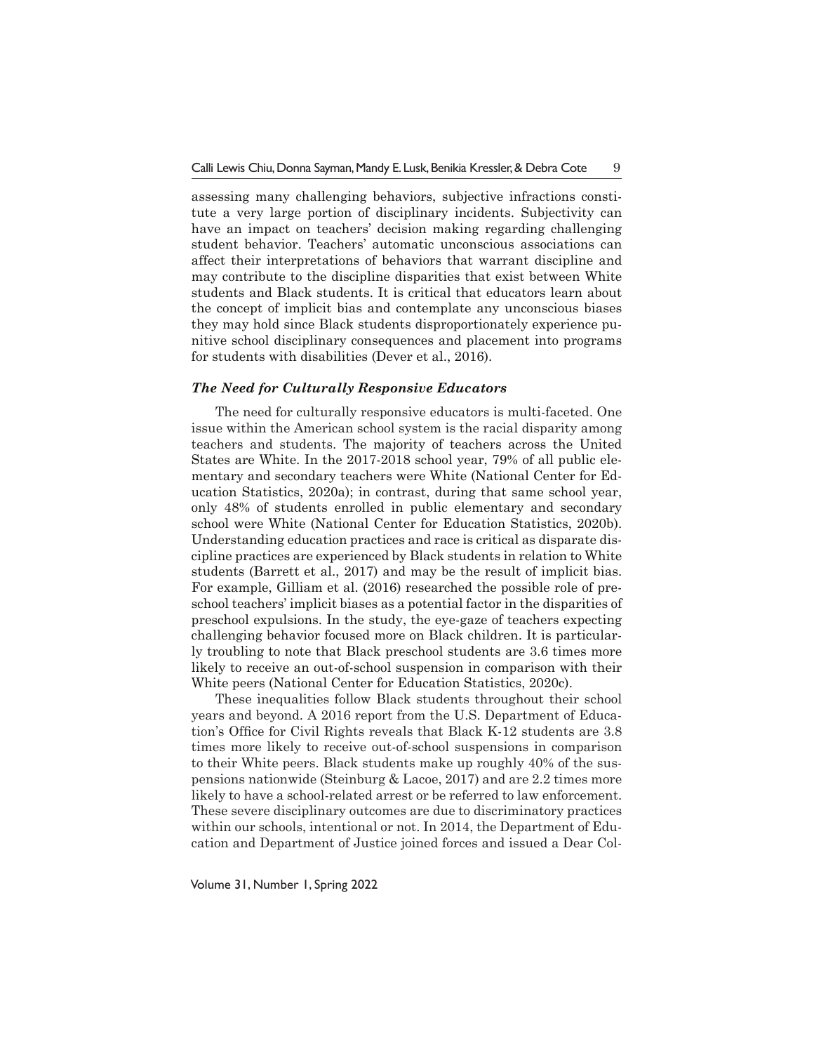assessing many challenging behaviors, subjective infractions constitute a very large portion of disciplinary incidents. Subjectivity can have an impact on teachers' decision making regarding challenging student behavior. Teachers' automatic unconscious associations can affect their interpretations of behaviors that warrant discipline and may contribute to the discipline disparities that exist between White students and Black students. It is critical that educators learn about the concept of implicit bias and contemplate any unconscious biases they may hold since Black students disproportionately experience punitive school disciplinary consequences and placement into programs for students with disabilities (Dever et al., 2016).

### *The Need for Culturally Responsive Educators*

The need for culturally responsive educators is multi-faceted. One issue within the American school system is the racial disparity among teachers and students. The majority of teachers across the United States are White. In the 2017-2018 school year, 79% of all public elementary and secondary teachers were White (National Center for Education Statistics, 2020a); in contrast, during that same school year, only 48% of students enrolled in public elementary and secondary school were White (National Center for Education Statistics, 2020b). Understanding education practices and race is critical as disparate discipline practices are experienced by Black students in relation to White students (Barrett et al., 2017) and may be the result of implicit bias. For example, Gilliam et al. (2016) researched the possible role of preschool teachers' implicit biases as a potential factor in the disparities of preschool expulsions. In the study, the eye-gaze of teachers expecting challenging behavior focused more on Black children. It is particularly troubling to note that Black preschool students are 3.6 times more likely to receive an out-of-school suspension in comparison with their White peers (National Center for Education Statistics, 2020c).

These inequalities follow Black students throughout their school years and beyond. A 2016 report from the U.S. Department of Education's Office for Civil Rights reveals that Black K-12 students are 3.8 times more likely to receive out-of-school suspensions in comparison to their White peers. Black students make up roughly 40% of the suspensions nationwide (Steinburg & Lacoe, 2017) and are 2.2 times more likely to have a school-related arrest or be referred to law enforcement. These severe disciplinary outcomes are due to discriminatory practices within our schools, intentional or not. In 2014, the Department of Education and Department of Justice joined forces and issued a Dear Col-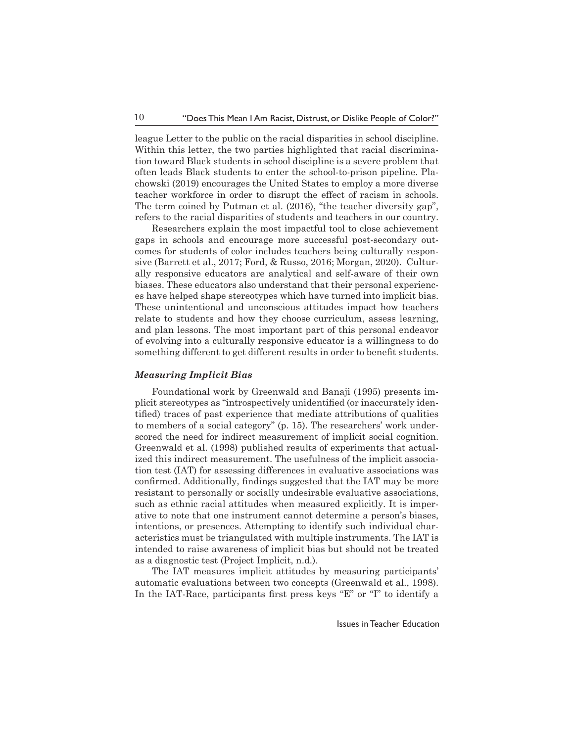league Letter to the public on the racial disparities in school discipline. Within this letter, the two parties highlighted that racial discrimination toward Black students in school discipline is a severe problem that often leads Black students to enter the school-to-prison pipeline. Plachowski (2019) encourages the United States to employ a more diverse teacher workforce in order to disrupt the effect of racism in schools. The term coined by Putman et al. (2016), "the teacher diversity gap", refers to the racial disparities of students and teachers in our country.

Researchers explain the most impactful tool to close achievement gaps in schools and encourage more successful post-secondary outcomes for students of color includes teachers being culturally responsive (Barrett et al., 2017; Ford, & Russo, 2016; Morgan, 2020). Culturally responsive educators are analytical and self-aware of their own biases. These educators also understand that their personal experiences have helped shape stereotypes which have turned into implicit bias. These unintentional and unconscious attitudes impact how teachers relate to students and how they choose curriculum, assess learning, and plan lessons. The most important part of this personal endeavor of evolving into a culturally responsive educator is a willingness to do something different to get different results in order to benefit students.

### *Measuring Implicit Bias*

Foundational work by Greenwald and Banaji (1995) presents implicit stereotypes as "introspectively unidentified (or inaccurately identified) traces of past experience that mediate attributions of qualities to members of a social category" (p. 15). The researchers' work underscored the need for indirect measurement of implicit social cognition. Greenwald et al. (1998) published results of experiments that actualized this indirect measurement. The usefulness of the implicit association test (IAT) for assessing differences in evaluative associations was confirmed. Additionally, findings suggested that the IAT may be more resistant to personally or socially undesirable evaluative associations, such as ethnic racial attitudes when measured explicitly. It is imperative to note that one instrument cannot determine a person's biases, intentions, or presences. Attempting to identify such individual characteristics must be triangulated with multiple instruments. The IAT is intended to raise awareness of implicit bias but should not be treated as a diagnostic test (Project Implicit, n.d.).

The IAT measures implicit attitudes by measuring participants' automatic evaluations between two concepts (Greenwald et al., 1998). In the IAT-Race, participants first press keys "E" or "I" to identify a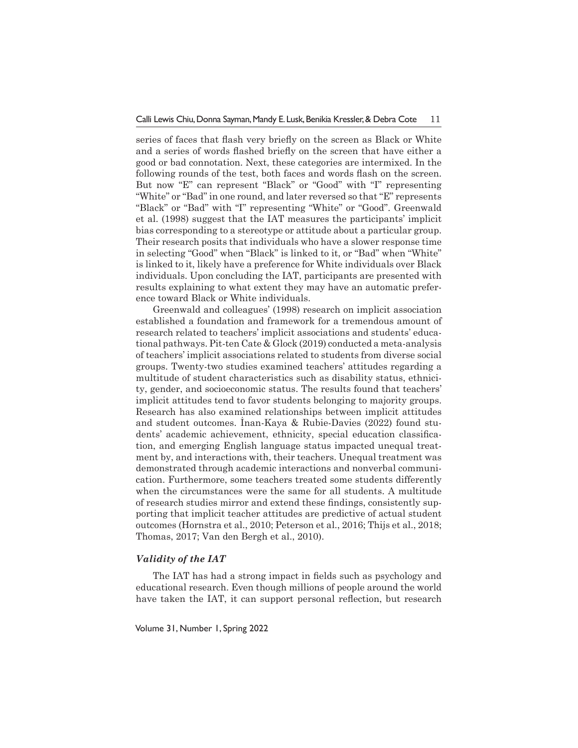series of faces that flash very briefly on the screen as Black or White and a series of words flashed briefly on the screen that have either a good or bad connotation. Next, these categories are intermixed. In the following rounds of the test, both faces and words flash on the screen. But now "E" can represent "Black" or "Good" with "I" representing "White" or "Bad" in one round, and later reversed so that "E" represents "Black" or "Bad" with "I" representing "White" or "Good". Greenwald et al. (1998) suggest that the IAT measures the participants' implicit bias corresponding to a stereotype or attitude about a particular group. Their research posits that individuals who have a slower response time in selecting "Good" when "Black" is linked to it, or "Bad" when "White" is linked to it, likely have a preference for White individuals over Black individuals. Upon concluding the IAT, participants are presented with results explaining to what extent they may have an automatic preference toward Black or White individuals.

Greenwald and colleagues' (1998) research on implicit association established a foundation and framework for a tremendous amount of research related to teachers' implicit associations and students' educational pathways. Pit-ten Cate & Glock (2019) conducted a meta-analysis of teachers' implicit associations related to students from diverse social groups. Twenty-two studies examined teachers' attitudes regarding a multitude of student characteristics such as disability status, ethnicity, gender, and socioeconomic status. The results found that teachers' implicit attitudes tend to favor students belonging to majority groups. Research has also examined relationships between implicit attitudes and student outcomes. İnan-Kaya & Rubie-Davies (2022) found students' academic achievement, ethnicity, special education classification, and emerging English language status impacted unequal treatment by, and interactions with, their teachers. Unequal treatment was demonstrated through academic interactions and nonverbal communication. Furthermore, some teachers treated some students differently when the circumstances were the same for all students. A multitude of research studies mirror and extend these findings, consistently supporting that implicit teacher attitudes are predictive of actual student outcomes (Hornstra et al., 2010; Peterson et al., 2016; Thijs et al., 2018; Thomas, 2017; Van den Bergh et al., 2010).

### *Validity of the IAT*

The IAT has had a strong impact in fields such as psychology and educational research. Even though millions of people around the world have taken the IAT, it can support personal reflection, but research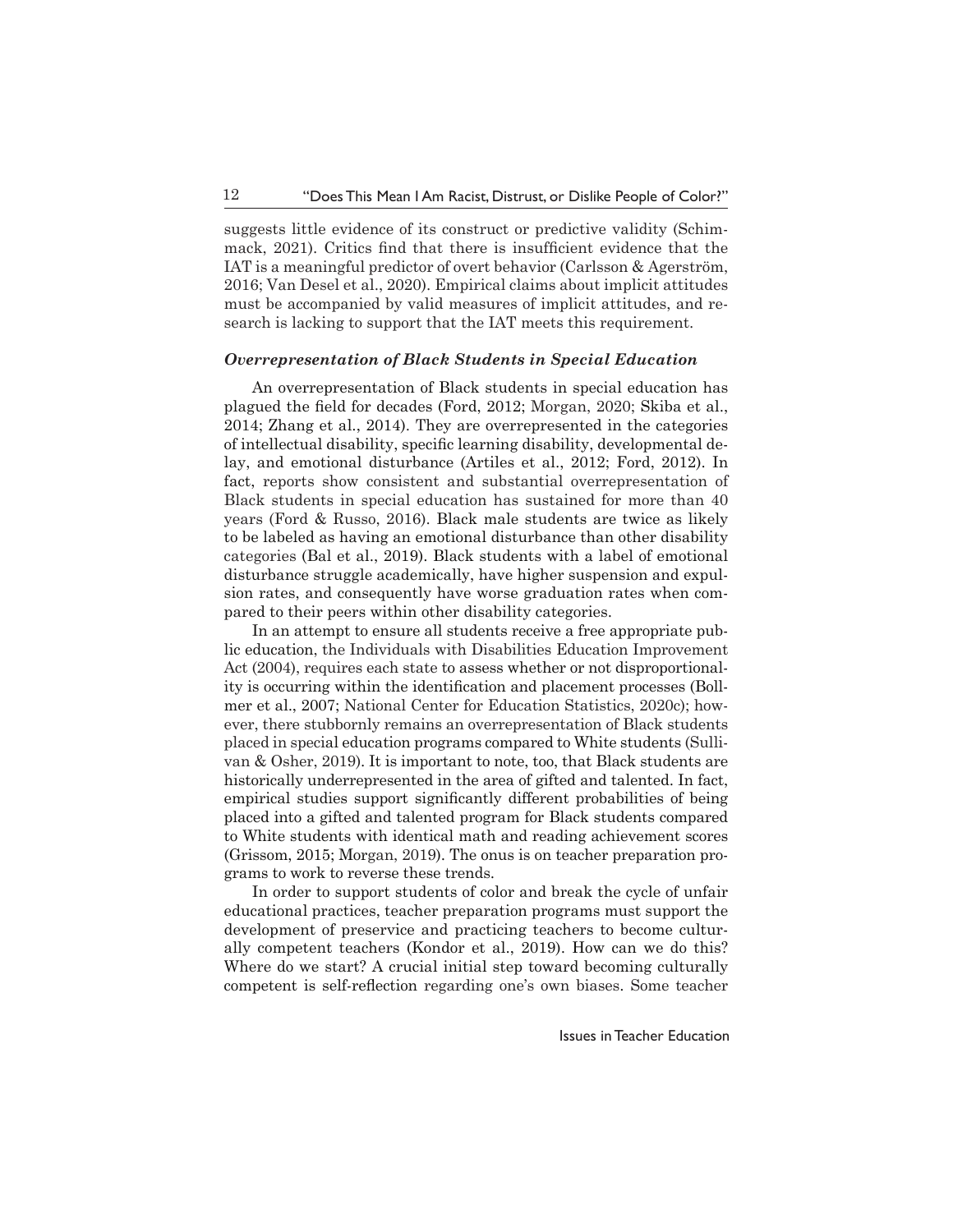suggests little evidence of its construct or predictive validity (Schimmack, 2021). Critics find that there is insufficient evidence that the IAT is a meaningful predictor of overt behavior (Carlsson & Agerström, 2016; Van Desel et al., 2020). Empirical claims about implicit attitudes must be accompanied by valid measures of implicit attitudes, and research is lacking to support that the IAT meets this requirement.

### *Overrepresentation of Black Students in Special Education*

An overrepresentation of Black students in special education has plagued the field for decades (Ford, 2012; Morgan, 2020; Skiba et al., 2014; Zhang et al., 2014). They are overrepresented in the categories of intellectual disability, specific learning disability, developmental delay, and emotional disturbance (Artiles et al., 2012; Ford, 2012). In fact, reports show consistent and substantial overrepresentation of Black students in special education has sustained for more than 40 years (Ford & Russo, 2016). Black male students are twice as likely to be labeled as having an emotional disturbance than other disability categories (Bal et al., 2019). Black students with a label of emotional disturbance struggle academically, have higher suspension and expulsion rates, and consequently have worse graduation rates when compared to their peers within other disability categories.

In an attempt to ensure all students receive a free appropriate public education, the Individuals with Disabilities Education Improvement Act (2004), requires each state to assess whether or not disproportionality is occurring within the identification and placement processes (Bollmer et al., 2007; National Center for Education Statistics, 2020c); however, there stubbornly remains an overrepresentation of Black students placed in special education programs compared to White students (Sullivan & Osher, 2019). It is important to note, too, that Black students are historically underrepresented in the area of gifted and talented. In fact, empirical studies support significantly different probabilities of being placed into a gifted and talented program for Black students compared to White students with identical math and reading achievement scores (Grissom, 2015; Morgan, 2019). The onus is on teacher preparation programs to work to reverse these trends.

In order to support students of color and break the cycle of unfair educational practices, teacher preparation programs must support the development of preservice and practicing teachers to become culturally competent teachers (Kondor et al., 2019). How can we do this? Where do we start? A crucial initial step toward becoming culturally competent is self-reflection regarding one's own biases. Some teacher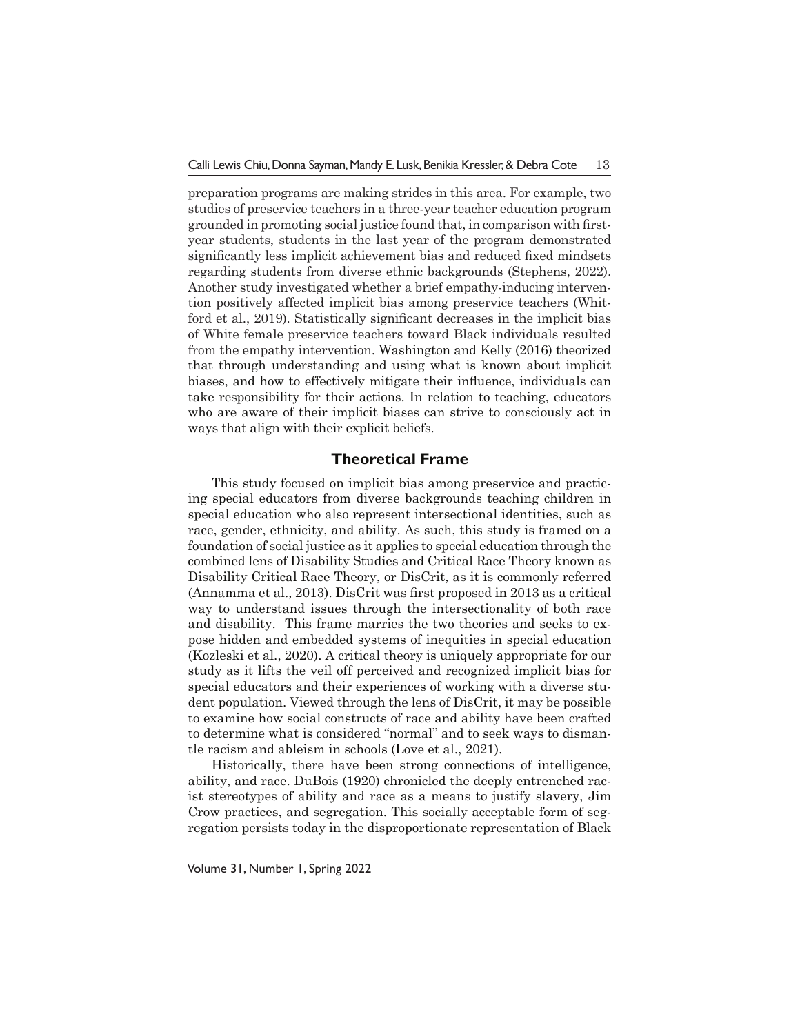preparation programs are making strides in this area. For example, two studies of preservice teachers in a three-year teacher education program grounded in promoting social justice found that, in comparison with first-year students, students in the last year of the program demonstrated significantly less implicit achievement bias and reduced fixed mindsets regarding students from diverse ethnic backgrounds (Stephens, 2022). Another study investigated whether a brief empathy-inducing intervention positively affected implicit bias among preservice teachers (Whitford et al., 2019). Statistically significant decreases in the implicit bias of White female preservice teachers toward Black individuals resulted from the empathy intervention. Washington and Kelly (2016) theorized that through understanding and using what is known about implicit biases, and how to effectively mitigate their influence, individuals can take responsibility for their actions. In relation to teaching, educators who are aware of their implicit biases can strive to consciously act in ways that align with their explicit beliefs.

## Theoretical Frame

This study focused on implicit bias among preservice and practicing special educators from diverse backgrounds teaching children in special education who also represent intersectional identities, such as race, gender, ethnicity, and ability. As such, this study is framed on a foundation of social justice as it applies to special education through the combined lens of Disability Studies and Critical Race Theory known as Disability Critical Race Theory, or DisCrit, as it is commonly referred (Annamma et al., 2013). DisCrit was first proposed in 2013 as a critical way to understand issues through the intersectionality of both race and disability. This frame marries the two theories and seeks to expose hidden and embedded systems of inequities in special education (Kozleski et al., 2020). A critical theory is uniquely appropriate for our study as it lifts the veil off perceived and recognized implicit bias for special educators and their experiences of working with a diverse student population. Viewed through the lens of DisCrit, it may be possible to examine how social constructs of race and ability have been crafted to determine what is considered "normal" and to seek ways to dismantle racism and ableism in schools (Love et al., 2021).

Historically, there have been strong connections of intelligence, ability, and race. DuBois (1920) chronicled the deeply entrenched racist stereotypes of ability and race as a means to justify slavery, Jim Crow practices, and segregation. This socially acceptable form of segregation persists today in the disproportionate representation of Black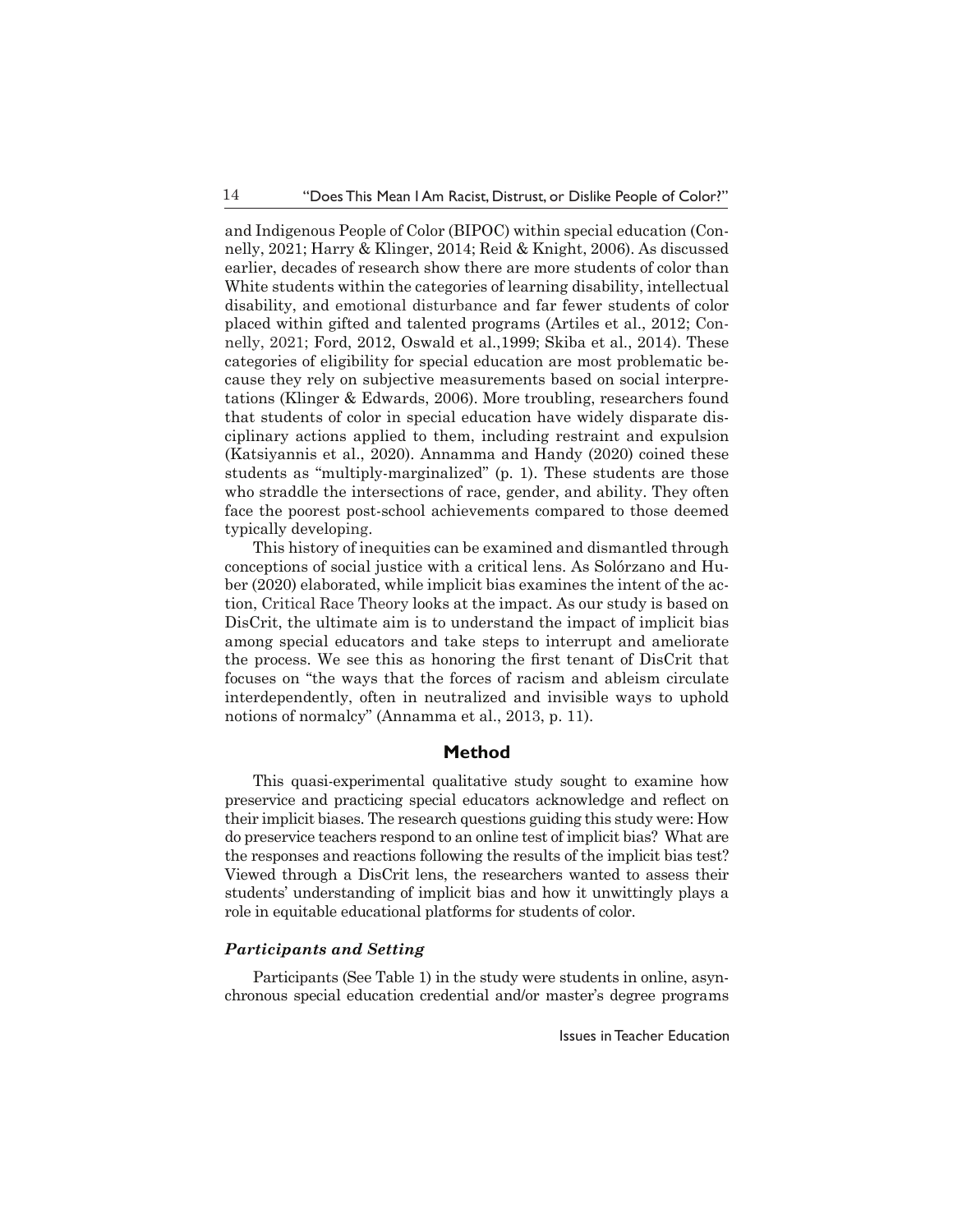and Indigenous People of Color (BIPOC) within special education (Connelly, 2021; Harry & Klinger, 2014; Reid & Knight, 2006). As discussed earlier, decades of research show there are more students of color than White students within the categories of learning disability, intellectual disability, and emotional disturbance and far fewer students of color placed within gifted and talented programs (Artiles et al., 2012; Connelly, 2021; Ford, 2012, Oswald et al.,1999; Skiba et al., 2014). These categories of eligibility for special education are most problematic because they rely on subjective measurements based on social interpretations (Klinger & Edwards, 2006). More troubling, researchers found that students of color in special education have widely disparate disciplinary actions applied to them, including restraint and expulsion (Katsiyannis et al., 2020). Annamma and Handy (2020) coined these students as "multiply-marginalized" (p. 1). These students are those who straddle the intersections of race, gender, and ability. They often face the poorest post-school achievements compared to those deemed typically developing.

This history of inequities can be examined and dismantled through conceptions of social justice with a critical lens. As Solórzano and Huber (2020) elaborated, while implicit bias examines the intent of the action, Critical Race Theory looks at the impact. As our study is based on DisCrit, the ultimate aim is to understand the impact of implicit bias among special educators and take steps to interrupt and ameliorate the process. We see this as honoring the first tenant of DisCrit that focuses on "the ways that the forces of racism and ableism circulate interdependently, often in neutralized and invisible ways to uphold notions of normalcy" (Annamma et al., 2013, p. 11).

## Method

This quasi-experimental qualitative study sought to examine how preservice and practicing special educators acknowledge and reflect on their implicit biases. The research questions guiding this study were: How do preservice teachers respond to an online test of implicit bias? What are the responses and reactions following the results of the implicit bias test? Viewed through a DisCrit lens, the researchers wanted to assess their students' understanding of implicit bias and how it unwittingly plays a role in equitable educational platforms for students of color.

### *Participants and Setting*

Participants (See Table 1) in the study were students in online, asynchronous special education credential and/or master's degree programs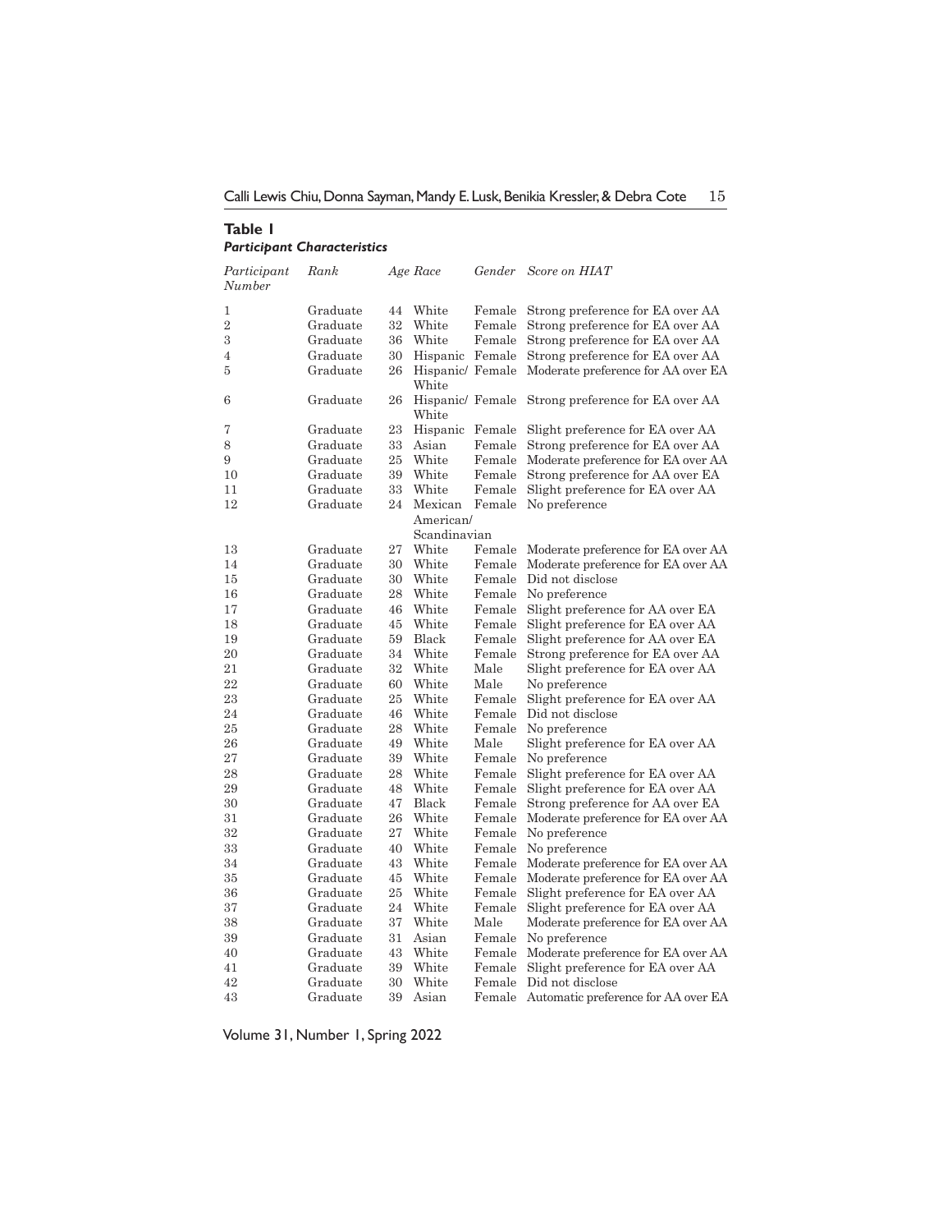**Table 1**
***Participant Characteristics***

| *Participant Number* | *Rank* | *Age* | *Race* | *Gender* | *Score on HIAT* |
|---|---|---|---|---|---|
| 1 | Graduate | 44 | White | Female | Strong preference for EA over AA |
| 2 | Graduate | 32 | White | Female | Strong preference for EA over AA |
| 3 | Graduate | 36 | White | Female | Strong preference for EA over AA |
| 4 | Graduate | 30 | Hispanic | Female | Strong preference for EA over AA |
| 5 | Graduate | 26 | Hispanic/ White | Female | Moderate preference for AA over EA |
| 6 | Graduate | 26 | Hispanic/ White | Female | Strong preference for EA over AA |
| 7 | Graduate | 23 | Hispanic | Female | Slight preference for EA over AA |
| 8 | Graduate | 33 | Asian | Female | Strong preference for EA over AA |
| 9 | Graduate | 25 | White | Female | Moderate preference for EA over AA |
| 10 | Graduate | 39 | White | Female | Strong preference for AA over EA |
| 11 | Graduate | 33 | White | Female | Slight preference for EA over AA |
| 12 | Graduate | 24 | Mexican American/ Scandinavian | Female | No preference |
| 13 | Graduate | 27 | White | Female | Moderate preference for EA over AA |
| 14 | Graduate | 30 | White | Female | Moderate preference for EA over AA |
| 15 | Graduate | 30 | White | Female | Did not disclose |
| 16 | Graduate | 28 | White | Female | No preference |
| 17 | Graduate | 46 | White | Female | Slight preference for AA over EA |
| 18 | Graduate | 45 | White | Female | Slight preference for EA over AA |
| 19 | Graduate | 59 | Black | Female | Slight preference for AA over EA |
| 20 | Graduate | 34 | White | Female | Strong preference for EA over AA |
| 21 | Graduate | 32 | White | Male | Slight preference for EA over AA |
| 22 | Graduate | 60 | White | Male | No preference |
| 23 | Graduate | 25 | White | Female | Slight preference for EA over AA |
| 24 | Graduate | 46 | White | Female | Did not disclose |
| 25 | Graduate | 28 | White | Female | No preference |
| 26 | Graduate | 49 | White | Male | Slight preference for EA over AA |
| 27 | Graduate | 39 | White | Female | No preference |
| 28 | Graduate | 28 | White | Female | Slight preference for EA over AA |
| 29 | Graduate | 48 | White | Female | Slight preference for EA over AA |
| 30 | Graduate | 47 | Black | Female | Strong preference for AA over EA |
| 31 | Graduate | 26 | White | Female | Moderate preference for EA over AA |
| 32 | Graduate | 27 | White | Female | No preference |
| 33 | Graduate | 40 | White | Female | No preference |
| 34 | Graduate | 43 | White | Female | Moderate preference for EA over AA |
| 35 | Graduate | 45 | White | Female | Moderate preference for EA over AA |
| 36 | Graduate | 25 | White | Female | Slight preference for EA over AA |
| 37 | Graduate | 24 | White | Female | Slight preference for EA over AA |
| 38 | Graduate | 37 | White | Male | Moderate preference for EA over AA |
| 39 | Graduate | 31 | Asian | Female | No preference |
| 40 | Graduate | 43 | White | Female | Moderate preference for EA over AA |
| 41 | Graduate | 39 | White | Female | Slight preference for EA over AA |
| 42 | Graduate | 30 | White | Female | Did not disclose |
| 43 | Graduate | 39 | Asian | Female | Automatic preference for AA over EA |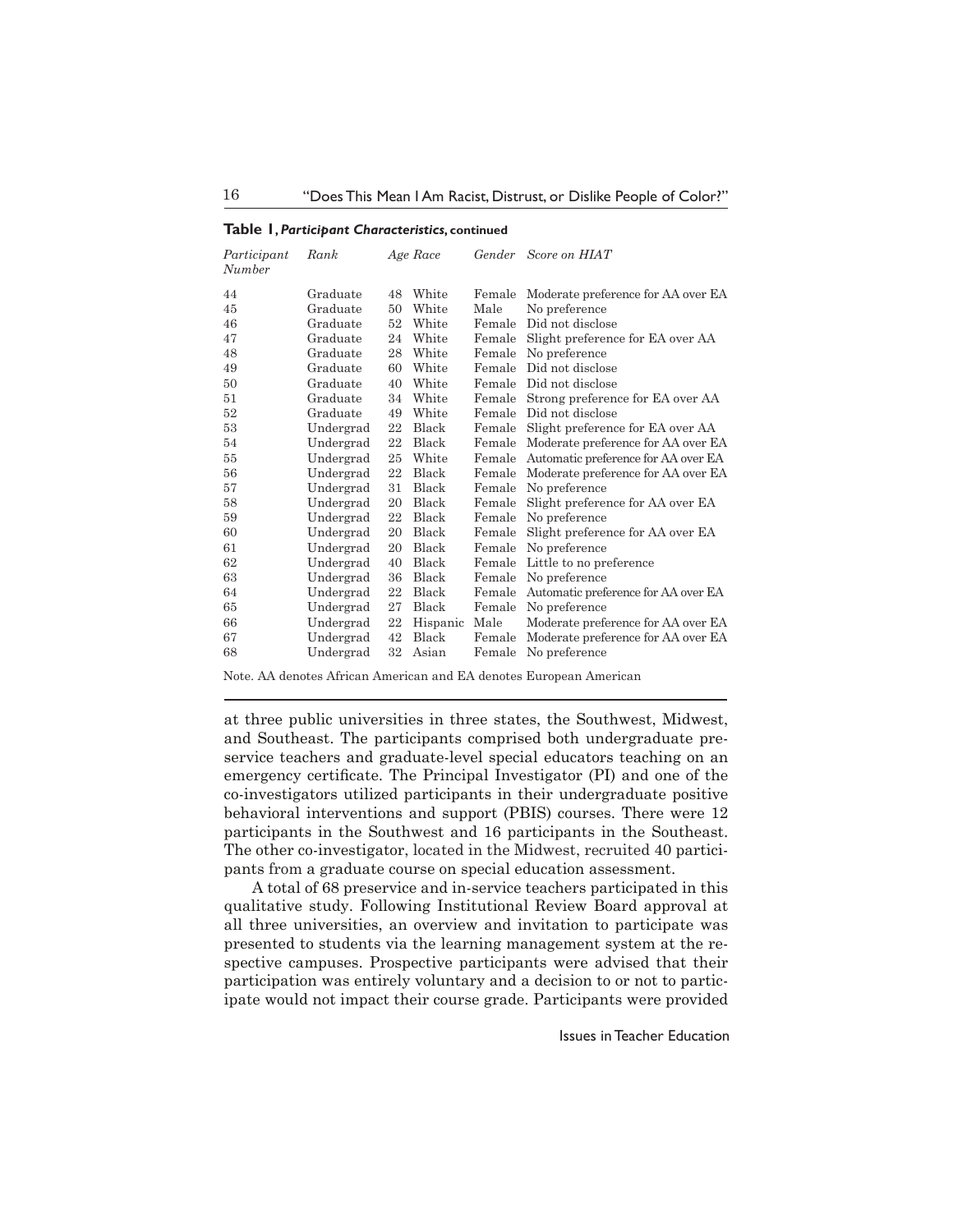**Table 1, *Participant Characteristics*, continued**

| *Participant Number* | *Rank* | *Age* | *Race* | *Gender* | *Score on HIAT* |
|---|---|---|---|---|---|
| 44 | Graduate | 48 | White | Female | Moderate preference for AA over EA |
| 45 | Graduate | 50 | White | Male | No preference |
| 46 | Graduate | 52 | White | Female | Did not disclose |
| 47 | Graduate | 24 | White | Female | Slight preference for EA over AA |
| 48 | Graduate | 28 | White | Female | No preference |
| 49 | Graduate | 60 | White | Female | Did not disclose |
| 50 | Graduate | 40 | White | Female | Did not disclose |
| 51 | Graduate | 34 | White | Female | Strong preference for EA over AA |
| 52 | Graduate | 49 | White | Female | Did not disclose |
| 53 | Undergrad | 22 | Black | Female | Slight preference for EA over AA |
| 54 | Undergrad | 22 | Black | Female | Moderate preference for AA over EA |
| 55 | Undergrad | 25 | White | Female | Automatic preference for AA over EA |
| 56 | Undergrad | 22 | Black | Female | Moderate preference for AA over EA |
| 57 | Undergrad | 31 | Black | Female | No preference |
| 58 | Undergrad | 20 | Black | Female | Slight preference for AA over EA |
| 59 | Undergrad | 22 | Black | Female | No preference |
| 60 | Undergrad | 20 | Black | Female | Slight preference for AA over EA |
| 61 | Undergrad | 20 | Black | Female | No preference |
| 62 | Undergrad | 40 | Black | Female | Little to no preference |
| 63 | Undergrad | 36 | Black | Female | No preference |
| 64 | Undergrad | 22 | Black | Female | Automatic preference for AA over EA |
| 65 | Undergrad | 27 | Black | Female | No preference |
| 66 | Undergrad | 22 | Hispanic | Male | Moderate preference for AA over EA |
| 67 | Undergrad | 42 | Black | Female | Moderate preference for AA over EA |
| 68 | Undergrad | 32 | Asian | Female | No preference |

Note. AA denotes African American and EA denotes European American

at three public universities in three states, the Southwest, Midwest, and Southeast. The participants comprised both undergraduate preservice teachers and graduate-level special educators teaching on an emergency certificate. The Principal Investigator (PI) and one of the co-investigators utilized participants in their undergraduate positive behavioral interventions and support (PBIS) courses. There were 12 participants in the Southwest and 16 participants in the Southeast. The other co-investigator, located in the Midwest, recruited 40 participants from a graduate course on special education assessment.

A total of 68 preservice and in-service teachers participated in this qualitative study. Following Institutional Review Board approval at all three universities, an overview and invitation to participate was presented to students via the learning management system at the respective campuses. Prospective participants were advised that their participation was entirely voluntary and a decision to or not to participate would not impact their course grade. Participants were provided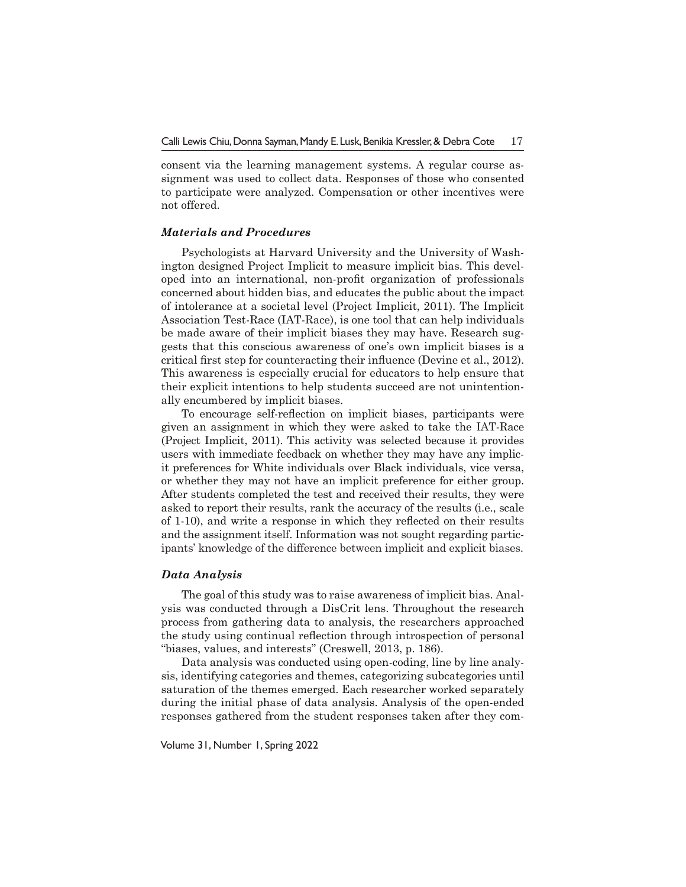consent via the learning management systems. A regular course assignment was used to collect data. Responses of those who consented to participate were analyzed. Compensation or other incentives were not offered.

### *Materials and Procedures*

Psychologists at Harvard University and the University of Washington designed Project Implicit to measure implicit bias. This developed into an international, non-profit organization of professionals concerned about hidden bias, and educates the public about the impact of intolerance at a societal level (Project Implicit, 2011). The Implicit Association Test-Race (IAT-Race), is one tool that can help individuals be made aware of their implicit biases they may have. Research suggests that this conscious awareness of one's own implicit biases is a critical first step for counteracting their influence (Devine et al., 2012). This awareness is especially crucial for educators to help ensure that their explicit intentions to help students succeed are not unintentionally encumbered by implicit biases.

To encourage self-reflection on implicit biases, participants were given an assignment in which they were asked to take the IAT-Race (Project Implicit, 2011). This activity was selected because it provides users with immediate feedback on whether they may have any implicit preferences for White individuals over Black individuals, vice versa, or whether they may not have an implicit preference for either group. After students completed the test and received their results, they were asked to report their results, rank the accuracy of the results (i.e., scale of 1-10), and write a response in which they reflected on their results and the assignment itself. Information was not sought regarding participants' knowledge of the difference between implicit and explicit biases.

### *Data Analysis*

The goal of this study was to raise awareness of implicit bias. Analysis was conducted through a DisCrit lens. Throughout the research process from gathering data to analysis, the researchers approached the study using continual reflection through introspection of personal "biases, values, and interests" (Creswell, 2013, p. 186).

Data analysis was conducted using open-coding, line by line analysis, identifying categories and themes, categorizing subcategories until saturation of the themes emerged. Each researcher worked separately during the initial phase of data analysis. Analysis of the open-ended responses gathered from the student responses taken after they com-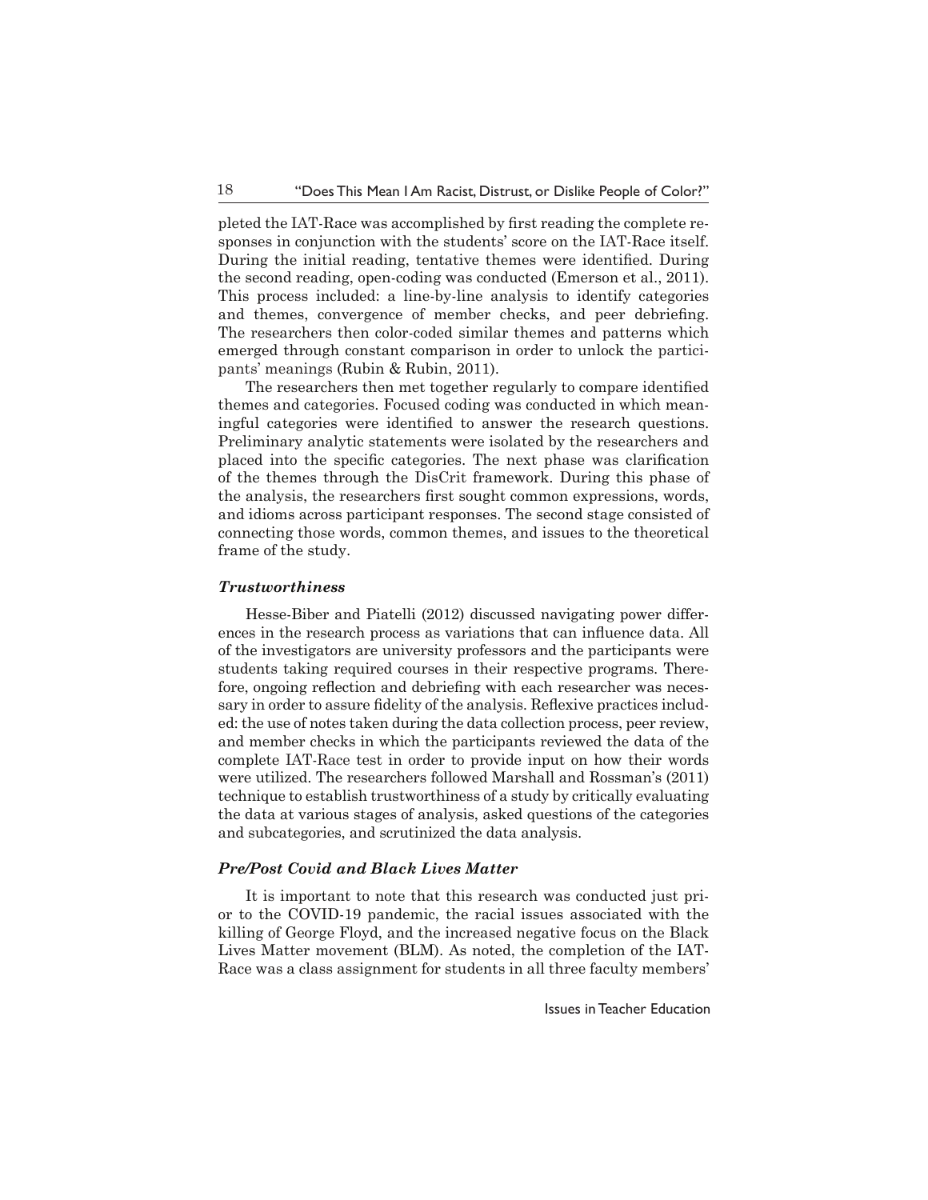pleted the IAT-Race was accomplished by first reading the complete responses in conjunction with the students' score on the IAT-Race itself. During the initial reading, tentative themes were identified. During the second reading, open-coding was conducted (Emerson et al., 2011). This process included: a line-by-line analysis to identify categories and themes, convergence of member checks, and peer debriefing. The researchers then color-coded similar themes and patterns which emerged through constant comparison in order to unlock the participants' meanings (Rubin & Rubin, 2011).

The researchers then met together regularly to compare identified themes and categories. Focused coding was conducted in which meaningful categories were identified to answer the research questions. Preliminary analytic statements were isolated by the researchers and placed into the specific categories. The next phase was clarification of the themes through the DisCrit framework. During this phase of the analysis, the researchers first sought common expressions, words, and idioms across participant responses. The second stage consisted of connecting those words, common themes, and issues to the theoretical frame of the study.

### *Trustworthiness*

Hesse-Biber and Piatelli (2012) discussed navigating power differences in the research process as variations that can influence data. All of the investigators are university professors and the participants were students taking required courses in their respective programs. Therefore, ongoing reflection and debriefing with each researcher was necessary in order to assure fidelity of the analysis. Reflexive practices included: the use of notes taken during the data collection process, peer review, and member checks in which the participants reviewed the data of the complete IAT-Race test in order to provide input on how their words were utilized. The researchers followed Marshall and Rossman's (2011) technique to establish trustworthiness of a study by critically evaluating the data at various stages of analysis, asked questions of the categories and subcategories, and scrutinized the data analysis.

### *Pre/Post Covid and Black Lives Matter*

It is important to note that this research was conducted just prior to the COVID-19 pandemic, the racial issues associated with the killing of George Floyd, and the increased negative focus on the Black Lives Matter movement (BLM). As noted, the completion of the IAT-Race was a class assignment for students in all three faculty members'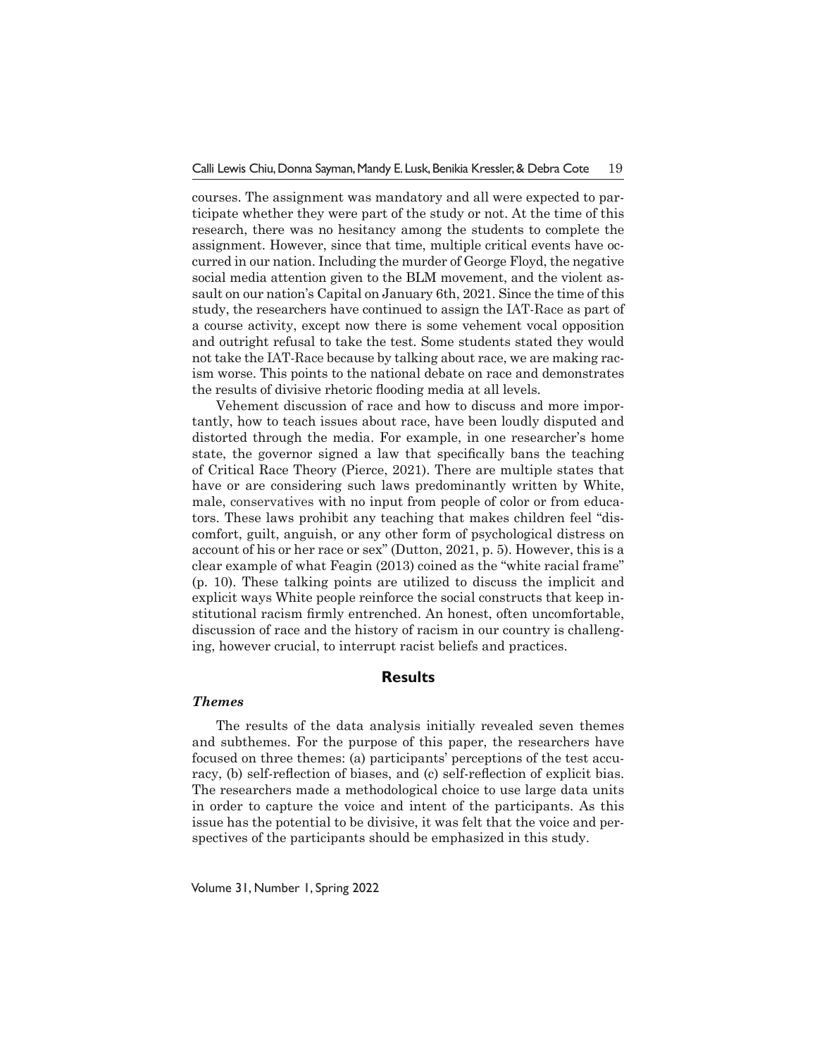courses. The assignment was mandatory and all were expected to participate whether they were part of the study or not. At the time of this research, there was no hesitancy among the students to complete the assignment. However, since that time, multiple critical events have occurred in our nation. Including the murder of George Floyd, the negative social media attention given to the BLM movement, and the violent assault on our nation's Capital on January 6th, 2021. Since the time of this study, the researchers have continued to assign the IAT-Race as part of a course activity, except now there is some vehement vocal opposition and outright refusal to take the test. Some students stated they would not take the IAT-Race because by talking about race, we are making racism worse. This points to the national debate on race and demonstrates the results of divisive rhetoric flooding media at all levels.

Vehement discussion of race and how to discuss and more importantly, how to teach issues about race, have been loudly disputed and distorted through the media. For example, in one researcher's home state, the governor signed a law that specifically bans the teaching of Critical Race Theory (Pierce, 2021). There are multiple states that have or are considering such laws predominantly written by White, male, conservatives with no input from people of color or from educators. These laws prohibit any teaching that makes children feel "discomfort, guilt, anguish, or any other form of psychological distress on account of his or her race or sex" (Dutton, 2021, p. 5). However, this is a clear example of what Feagin (2013) coined as the "white racial frame" (p. 10). These talking points are utilized to discuss the implicit and explicit ways White people reinforce the social constructs that keep institutional racism firmly entrenched. An honest, often uncomfortable, discussion of race and the history of racism in our country is challenging, however crucial, to interrupt racist beliefs and practices.

## Results

### *Themes*

The results of the data analysis initially revealed seven themes and subthemes. For the purpose of this paper, the researchers have focused on three themes: (a) participants' perceptions of the test accuracy, (b) self-reflection of biases, and (c) self-reflection of explicit bias. The researchers made a methodological choice to use large data units in order to capture the voice and intent of the participants. As this issue has the potential to be divisive, it was felt that the voice and perspectives of the participants should be emphasized in this study.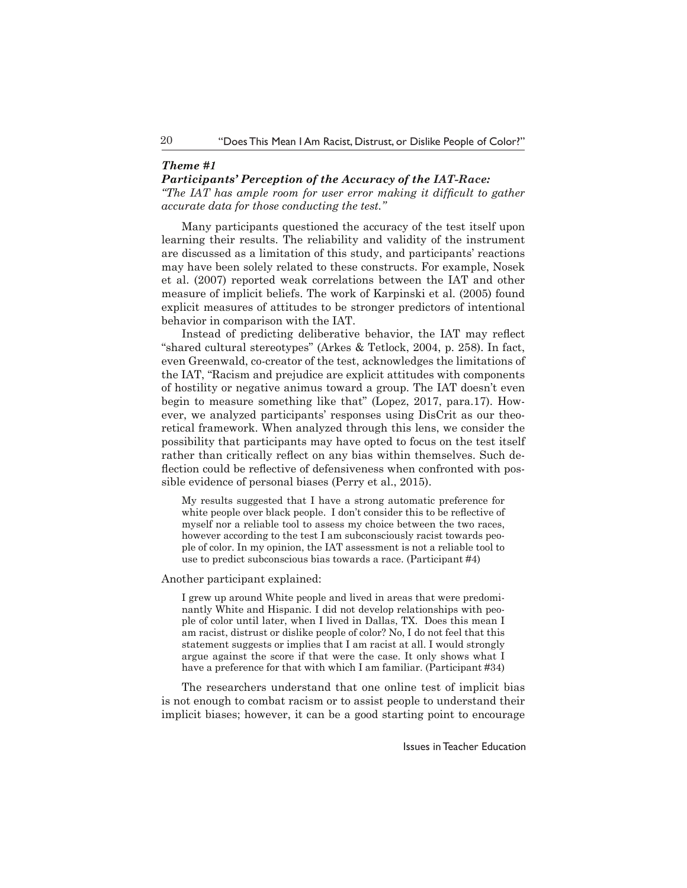***Theme #1***

***Participants' Perception of the Accuracy of the IAT-Race:***

*"The IAT has ample room for user error making it difficult to gather accurate data for those conducting the test."*

Many participants questioned the accuracy of the test itself upon learning their results. The reliability and validity of the instrument are discussed as a limitation of this study, and participants' reactions may have been solely related to these constructs. For example, Nosek et al. (2007) reported weak correlations between the IAT and other measure of implicit beliefs. The work of Karpinski et al. (2005) found explicit measures of attitudes to be stronger predictors of intentional behavior in comparison with the IAT.

Instead of predicting deliberative behavior, the IAT may reflect "shared cultural stereotypes" (Arkes & Tetlock, 2004, p. 258). In fact, even Greenwald, co-creator of the test, acknowledges the limitations of the IAT, "Racism and prejudice are explicit attitudes with components of hostility or negative animus toward a group. The IAT doesn't even begin to measure something like that" (Lopez, 2017, para.17). However, we analyzed participants' responses using DisCrit as our theoretical framework. When analyzed through this lens, we consider the possibility that participants may have opted to focus on the test itself rather than critically reflect on any bias within themselves. Such deflection could be reflective of defensiveness when confronted with possible evidence of personal biases (Perry et al., 2015).

> My results suggested that I have a strong automatic preference for white people over black people. I don't consider this to be reflective of myself nor a reliable tool to assess my choice between the two races, however according to the test I am subconsciously racist towards people of color. In my opinion, the IAT assessment is not a reliable tool to use to predict subconscious bias towards a race. (Participant #4)

Another participant explained:

> I grew up around White people and lived in areas that were predominantly White and Hispanic. I did not develop relationships with people of color until later, when I lived in Dallas, TX. Does this mean I am racist, distrust or dislike people of color? No, I do not feel that this statement suggests or implies that I am racist at all. I would strongly argue against the score if that were the case. It only shows what I have a preference for that with which I am familiar. (Participant #34)

The researchers understand that one online test of implicit bias is not enough to combat racism or to assist people to understand their implicit biases; however, it can be a good starting point to encourage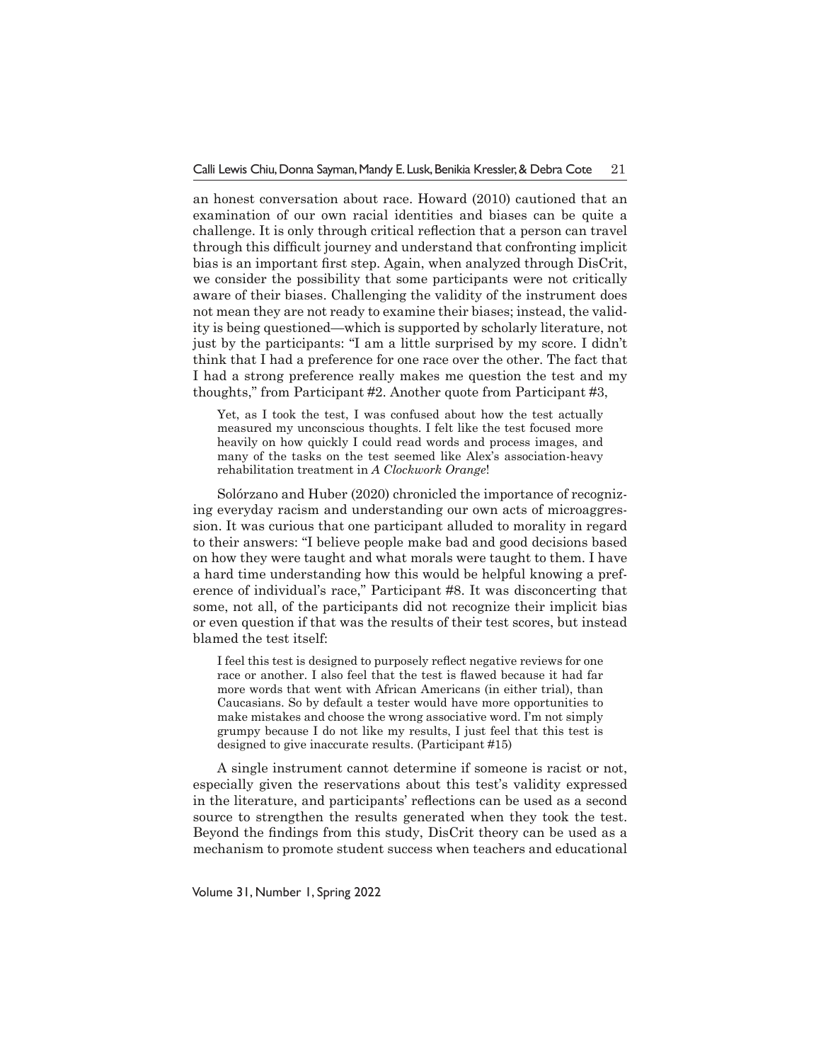an honest conversation about race. Howard (2010) cautioned that an examination of our own racial identities and biases can be quite a challenge. It is only through critical reflection that a person can travel through this difficult journey and understand that confronting implicit bias is an important first step. Again, when analyzed through DisCrit, we consider the possibility that some participants were not critically aware of their biases. Challenging the validity of the instrument does not mean they are not ready to examine their biases; instead, the validity is being questioned—which is supported by scholarly literature, not just by the participants: "I am a little surprised by my score. I didn't think that I had a preference for one race over the other. The fact that I had a strong preference really makes me question the test and my thoughts," from Participant #2. Another quote from Participant #3,

> Yet, as I took the test, I was confused about how the test actually measured my unconscious thoughts. I felt like the test focused more heavily on how quickly I could read words and process images, and many of the tasks on the test seemed like Alex's association-heavy rehabilitation treatment in *A Clockwork Orange*!

Solórzano and Huber (2020) chronicled the importance of recognizing everyday racism and understanding our own acts of microaggression. It was curious that one participant alluded to morality in regard to their answers: "I believe people make bad and good decisions based on how they were taught and what morals were taught to them. I have a hard time understanding how this would be helpful knowing a preference of individual's race," Participant #8. It was disconcerting that some, not all, of the participants did not recognize their implicit bias or even question if that was the results of their test scores, but instead blamed the test itself:

> I feel this test is designed to purposely reflect negative reviews for one race or another. I also feel that the test is flawed because it had far more words that went with African Americans (in either trial), than Caucasians. So by default a tester would have more opportunities to make mistakes and choose the wrong associative word. I'm not simply grumpy because I do not like my results, I just feel that this test is designed to give inaccurate results. (Participant #15)

A single instrument cannot determine if someone is racist or not, especially given the reservations about this test's validity expressed in the literature, and participants' reflections can be used as a second source to strengthen the results generated when they took the test. Beyond the findings from this study, DisCrit theory can be used as a mechanism to promote student success when teachers and educational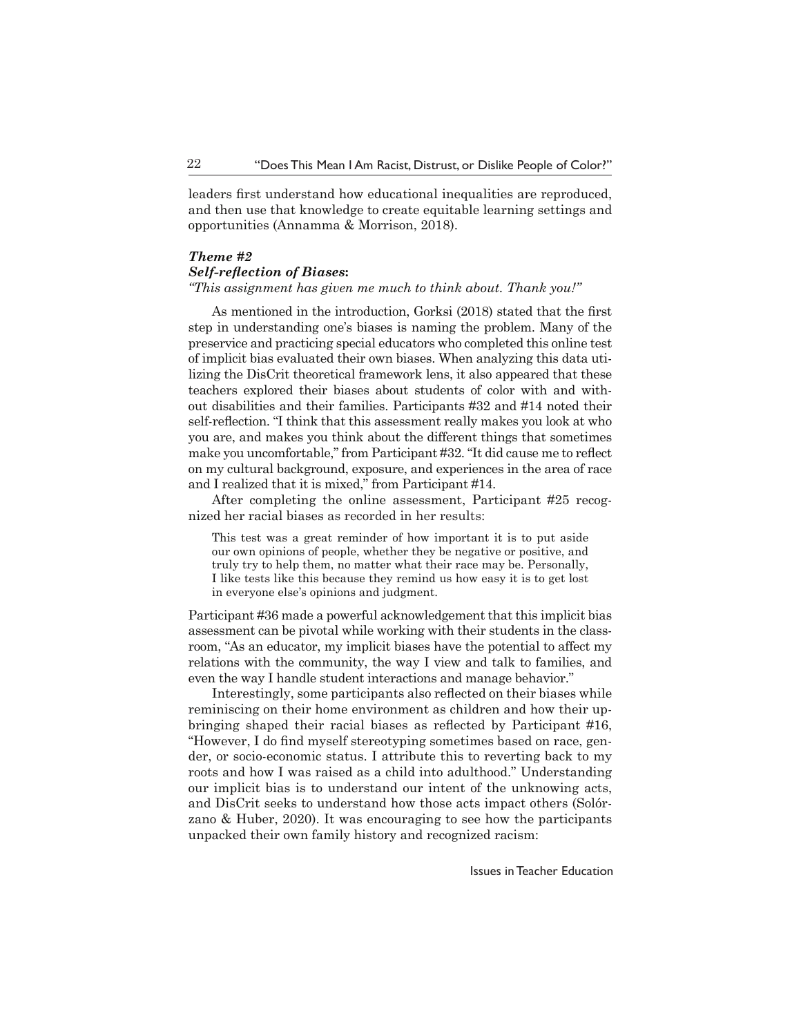leaders first understand how educational inequalities are reproduced, and then use that knowledge to create equitable learning settings and opportunities (Annamma & Morrison, 2018).

### *Theme #2*
### *Self-reflection of Biases***:**
*"This assignment has given me much to think about. Thank you!"*

As mentioned in the introduction, Gorksi (2018) stated that the first step in understanding one's biases is naming the problem. Many of the preservice and practicing special educators who completed this online test of implicit bias evaluated their own biases. When analyzing this data utilizing the DisCrit theoretical framework lens, it also appeared that these teachers explored their biases about students of color with and without disabilities and their families. Participants #32 and #14 noted their self-reflection. "I think that this assessment really makes you look at who you are, and makes you think about the different things that sometimes make you uncomfortable," from Participant #32. "It did cause me to reflect on my cultural background, exposure, and experiences in the area of race and I realized that it is mixed," from Participant #14.

After completing the online assessment, Participant #25 recognized her racial biases as recorded in her results:

> This test was a great reminder of how important it is to put aside our own opinions of people, whether they be negative or positive, and truly try to help them, no matter what their race may be. Personally, I like tests like this because they remind us how easy it is to get lost in everyone else's opinions and judgment.

Participant #36 made a powerful acknowledgement that this implicit bias assessment can be pivotal while working with their students in the classroom, "As an educator, my implicit biases have the potential to affect my relations with the community, the way I view and talk to families, and even the way I handle student interactions and manage behavior."

Interestingly, some participants also reflected on their biases while reminiscing on their home environment as children and how their upbringing shaped their racial biases as reflected by Participant #16, "However, I do find myself stereotyping sometimes based on race, gender, or socio-economic status. I attribute this to reverting back to my roots and how I was raised as a child into adulthood." Understanding our implicit bias is to understand our intent of the unknowing acts, and DisCrit seeks to understand how those acts impact others (Solórzano & Huber, 2020). It was encouraging to see how the participants unpacked their own family history and recognized racism: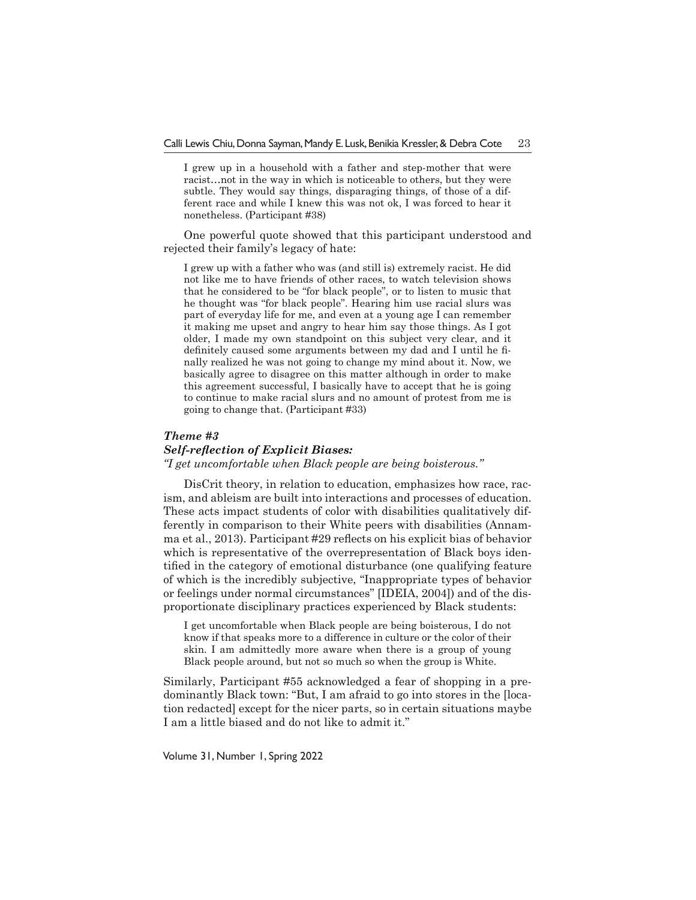> I grew up in a household with a father and step-mother that were racist…not in the way in which is noticeable to others, but they were subtle. They would say things, disparaging things, of those of a different race and while I knew this was not ok, I was forced to hear it nonetheless. (Participant #38)

One powerful quote showed that this participant understood and rejected their family's legacy of hate:

> I grew up with a father who was (and still is) extremely racist. He did not like me to have friends of other races, to watch television shows that he considered to be "for black people", or to listen to music that he thought was "for black people". Hearing him use racial slurs was part of everyday life for me, and even at a young age I can remember it making me upset and angry to hear him say those things. As I got older, I made my own standpoint on this subject very clear, and it definitely caused some arguments between my dad and I until he finally realized he was not going to change my mind about it. Now, we basically agree to disagree on this matter although in order to make this agreement successful, I basically have to accept that he is going to continue to make racial slurs and no amount of protest from me is going to change that. (Participant #33)

### *Theme #3*
### *Self-reflection of Explicit Biases:*
*"I get uncomfortable when Black people are being boisterous."*

DisCrit theory, in relation to education, emphasizes how race, racism, and ableism are built into interactions and processes of education. These acts impact students of color with disabilities qualitatively differently in comparison to their White peers with disabilities (Annamma et al., 2013). Participant #29 reflects on his explicit bias of behavior which is representative of the overrepresentation of Black boys identified in the category of emotional disturbance (one qualifying feature of which is the incredibly subjective, "Inappropriate types of behavior or feelings under normal circumstances" [IDEIA, 2004]) and of the disproportionate disciplinary practices experienced by Black students:

> I get uncomfortable when Black people are being boisterous, I do not know if that speaks more to a difference in culture or the color of their skin. I am admittedly more aware when there is a group of young Black people around, but not so much so when the group is White.

Similarly, Participant #55 acknowledged a fear of shopping in a predominantly Black town: "But, I am afraid to go into stores in the [location redacted] except for the nicer parts, so in certain situations maybe I am a little biased and do not like to admit it."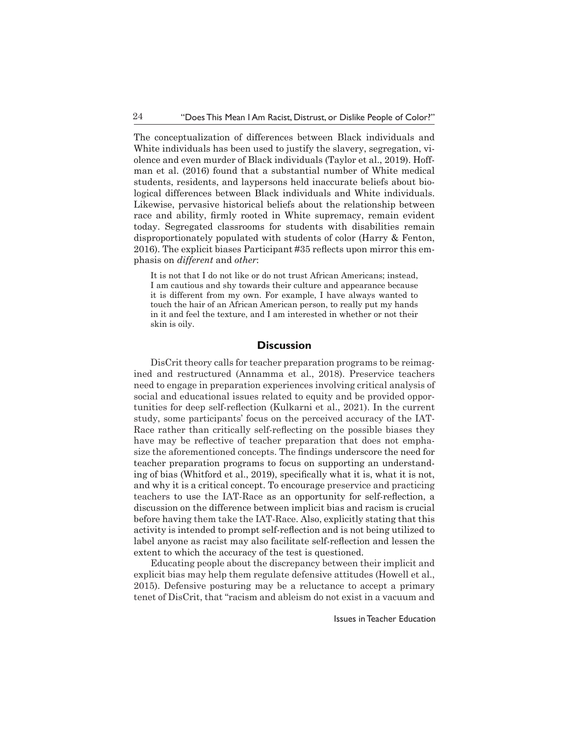The conceptualization of differences between Black individuals and White individuals has been used to justify the slavery, segregation, violence and even murder of Black individuals (Taylor et al., 2019). Hoffman et al. (2016) found that a substantial number of White medical students, residents, and laypersons held inaccurate beliefs about biological differences between Black individuals and White individuals. Likewise, pervasive historical beliefs about the relationship between race and ability, firmly rooted in White supremacy, remain evident today. Segregated classrooms for students with disabilities remain disproportionately populated with students of color (Harry & Fenton, 2016). The explicit biases Participant #35 reflects upon mirror this emphasis on *different* and *other*:

> It is not that I do not like or do not trust African Americans; instead, I am cautious and shy towards their culture and appearance because it is different from my own. For example, I have always wanted to touch the hair of an African American person, to really put my hands in it and feel the texture, and I am interested in whether or not their skin is oily.

## Discussion

DisCrit theory calls for teacher preparation programs to be reimagined and restructured (Annamma et al., 2018). Preservice teachers need to engage in preparation experiences involving critical analysis of social and educational issues related to equity and be provided opportunities for deep self-reflection (Kulkarni et al., 2021). In the current study, some participants' focus on the perceived accuracy of the IAT-Race rather than critically self-reflecting on the possible biases they have may be reflective of teacher preparation that does not emphasize the aforementioned concepts. The findings underscore the need for teacher preparation programs to focus on supporting an understanding of bias (Whitford et al., 2019), specifically what it is, what it is not, and why it is a critical concept. To encourage preservice and practicing teachers to use the IAT-Race as an opportunity for self-reflection, a discussion on the difference between implicit bias and racism is crucial before having them take the IAT-Race. Also, explicitly stating that this activity is intended to prompt self-reflection and is not being utilized to label anyone as racist may also facilitate self-reflection and lessen the extent to which the accuracy of the test is questioned.

Educating people about the discrepancy between their implicit and explicit bias may help them regulate defensive attitudes (Howell et al., 2015). Defensive posturing may be a reluctance to accept a primary tenet of DisCrit, that "racism and ableism do not exist in a vacuum and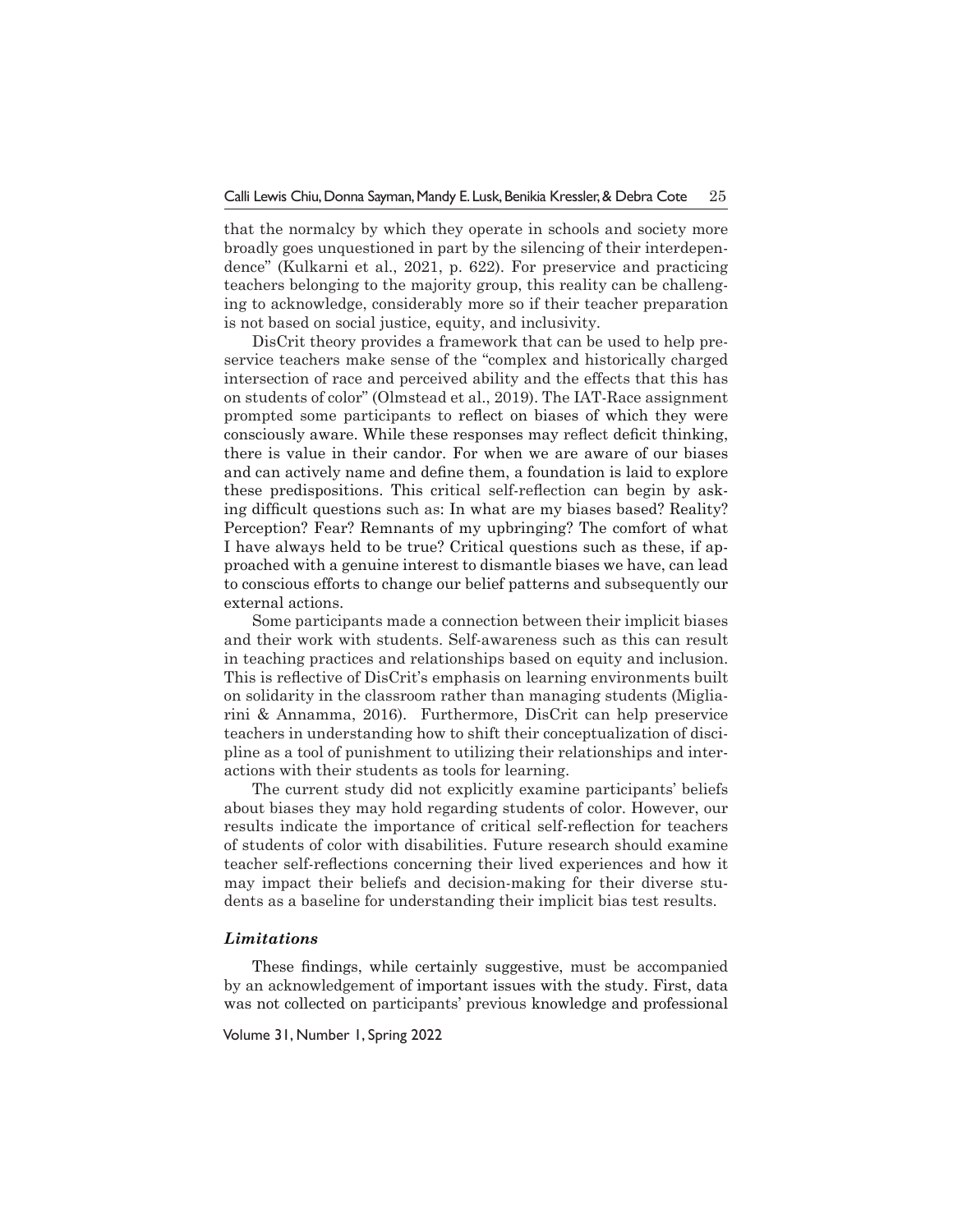that the normalcy by which they operate in schools and society more broadly goes unquestioned in part by the silencing of their interdependence" (Kulkarni et al., 2021, p. 622). For preservice and practicing teachers belonging to the majority group, this reality can be challenging to acknowledge, considerably more so if their teacher preparation is not based on social justice, equity, and inclusivity.

DisCrit theory provides a framework that can be used to help preservice teachers make sense of the "complex and historically charged intersection of race and perceived ability and the effects that this has on students of color" (Olmstead et al., 2019). The IAT-Race assignment prompted some participants to reflect on biases of which they were consciously aware. While these responses may reflect deficit thinking, there is value in their candor. For when we are aware of our biases and can actively name and define them, a foundation is laid to explore these predispositions. This critical self-reflection can begin by asking difficult questions such as: In what are my biases based? Reality? Perception? Fear? Remnants of my upbringing? The comfort of what I have always held to be true? Critical questions such as these, if approached with a genuine interest to dismantle biases we have, can lead to conscious efforts to change our belief patterns and subsequently our external actions.

Some participants made a connection between their implicit biases and their work with students. Self-awareness such as this can result in teaching practices and relationships based on equity and inclusion. This is reflective of DisCrit's emphasis on learning environments built on solidarity in the classroom rather than managing students (Migliarini & Annamma, 2016). Furthermore, DisCrit can help preservice teachers in understanding how to shift their conceptualization of discipline as a tool of punishment to utilizing their relationships and interactions with their students as tools for learning.

The current study did not explicitly examine participants' beliefs about biases they may hold regarding students of color. However, our results indicate the importance of critical self-reflection for teachers of students of color with disabilities. Future research should examine teacher self-reflections concerning their lived experiences and how it may impact their beliefs and decision-making for their diverse students as a baseline for understanding their implicit bias test results.

### *Limitations*

These findings, while certainly suggestive, must be accompanied by an acknowledgement of important issues with the study. First, data was not collected on participants' previous knowledge and professional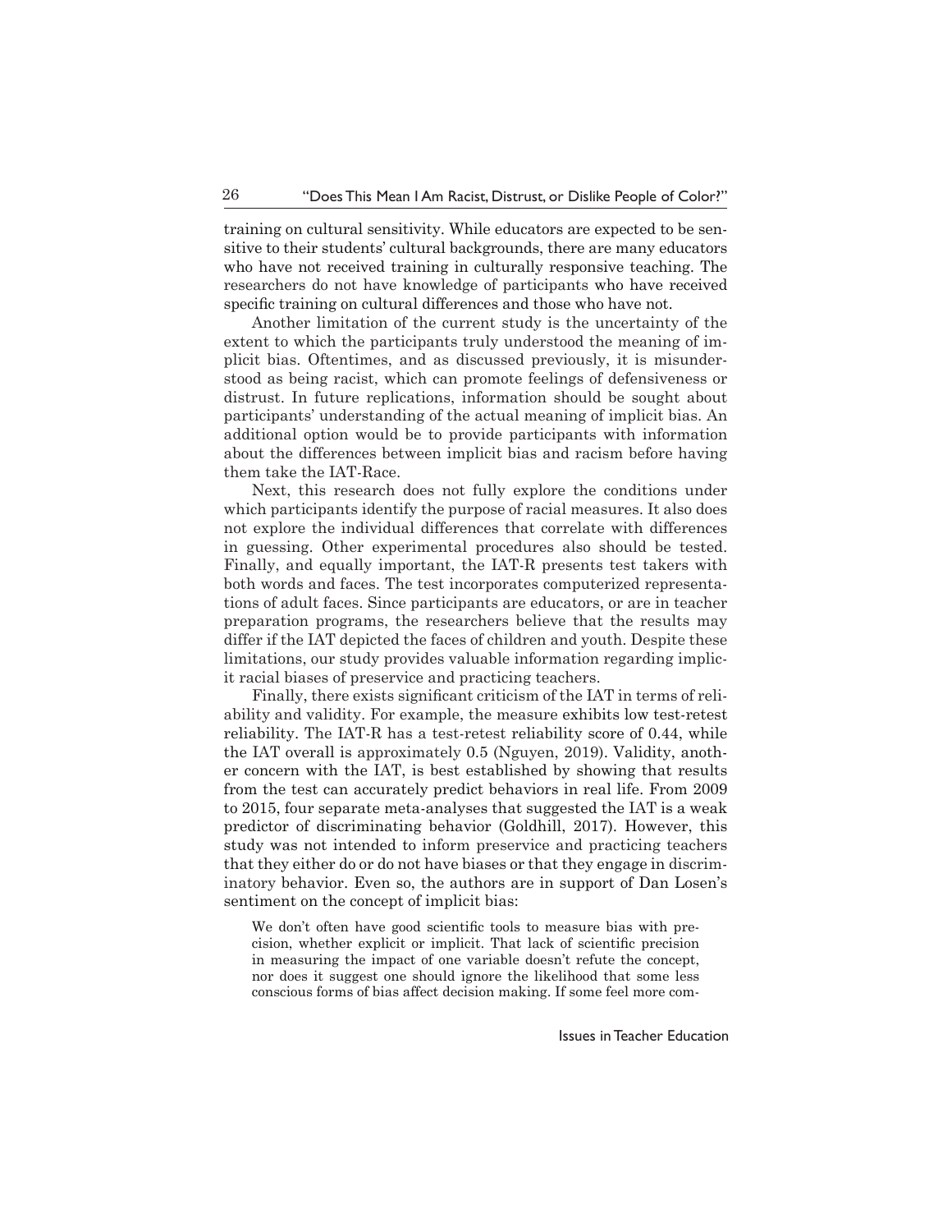training on cultural sensitivity. While educators are expected to be sensitive to their students' cultural backgrounds, there are many educators who have not received training in culturally responsive teaching. The researchers do not have knowledge of participants who have received specific training on cultural differences and those who have not.

Another limitation of the current study is the uncertainty of the extent to which the participants truly understood the meaning of implicit bias. Oftentimes, and as discussed previously, it is misunderstood as being racist, which can promote feelings of defensiveness or distrust. In future replications, information should be sought about participants' understanding of the actual meaning of implicit bias. An additional option would be to provide participants with information about the differences between implicit bias and racism before having them take the IAT-Race.

Next, this research does not fully explore the conditions under which participants identify the purpose of racial measures. It also does not explore the individual differences that correlate with differences in guessing. Other experimental procedures also should be tested. Finally, and equally important, the IAT-R presents test takers with both words and faces. The test incorporates computerized representations of adult faces. Since participants are educators, or are in teacher preparation programs, the researchers believe that the results may differ if the IAT depicted the faces of children and youth. Despite these limitations, our study provides valuable information regarding implicit racial biases of preservice and practicing teachers.

Finally, there exists significant criticism of the IAT in terms of reliability and validity. For example, the measure exhibits low test-retest reliability. The IAT-R has a test-retest reliability score of 0.44, while the IAT overall is approximately 0.5 (Nguyen, 2019). Validity, another concern with the IAT, is best established by showing that results from the test can accurately predict behaviors in real life. From 2009 to 2015, four separate meta-analyses that suggested the IAT is a weak predictor of discriminating behavior (Goldhill, 2017). However, this study was not intended to inform preservice and practicing teachers that they either do or do not have biases or that they engage in discriminatory behavior. Even so, the authors are in support of Dan Losen's sentiment on the concept of implicit bias:

> We don't often have good scientific tools to measure bias with precision, whether explicit or implicit. That lack of scientific precision in measuring the impact of one variable doesn't refute the concept, nor does it suggest one should ignore the likelihood that some less conscious forms of bias affect decision making. If some feel more com-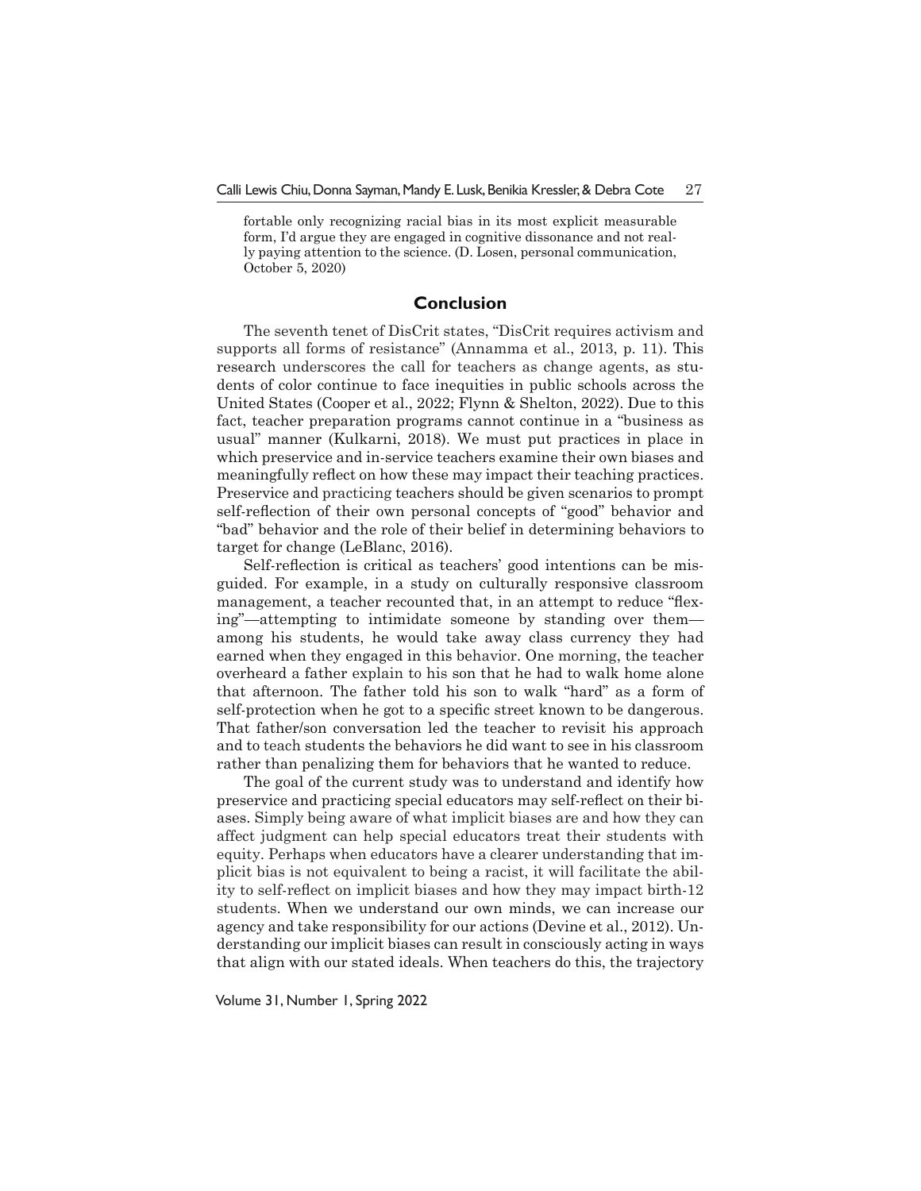fortable only recognizing racial bias in its most explicit measurable form, I'd argue they are engaged in cognitive dissonance and not really paying attention to the science. (D. Losen, personal communication, October 5, 2020)

## Conclusion

The seventh tenet of DisCrit states, "DisCrit requires activism and supports all forms of resistance" (Annamma et al., 2013, p. 11). This research underscores the call for teachers as change agents, as students of color continue to face inequities in public schools across the United States (Cooper et al., 2022; Flynn & Shelton, 2022). Due to this fact, teacher preparation programs cannot continue in a "business as usual" manner (Kulkarni, 2018). We must put practices in place in which preservice and in-service teachers examine their own biases and meaningfully reflect on how these may impact their teaching practices. Preservice and practicing teachers should be given scenarios to prompt self-reflection of their own personal concepts of "good" behavior and "bad" behavior and the role of their belief in determining behaviors to target for change (LeBlanc, 2016).

Self-reflection is critical as teachers' good intentions can be misguided. For example, in a study on culturally responsive classroom management, a teacher recounted that, in an attempt to reduce "flexing"—attempting to intimidate someone by standing over them—among his students, he would take away class currency they had earned when they engaged in this behavior. One morning, the teacher overheard a father explain to his son that he had to walk home alone that afternoon. The father told his son to walk "hard" as a form of self-protection when he got to a specific street known to be dangerous. That father/son conversation led the teacher to revisit his approach and to teach students the behaviors he did want to see in his classroom rather than penalizing them for behaviors that he wanted to reduce.

The goal of the current study was to understand and identify how preservice and practicing special educators may self-reflect on their biases. Simply being aware of what implicit biases are and how they can affect judgment can help special educators treat their students with equity. Perhaps when educators have a clearer understanding that implicit bias is not equivalent to being a racist, it will facilitate the ability to self-reflect on implicit biases and how they may impact birth-12 students. When we understand our own minds, we can increase our agency and take responsibility for our actions (Devine et al., 2012). Understanding our implicit biases can result in consciously acting in ways that align with our stated ideals. When teachers do this, the trajectory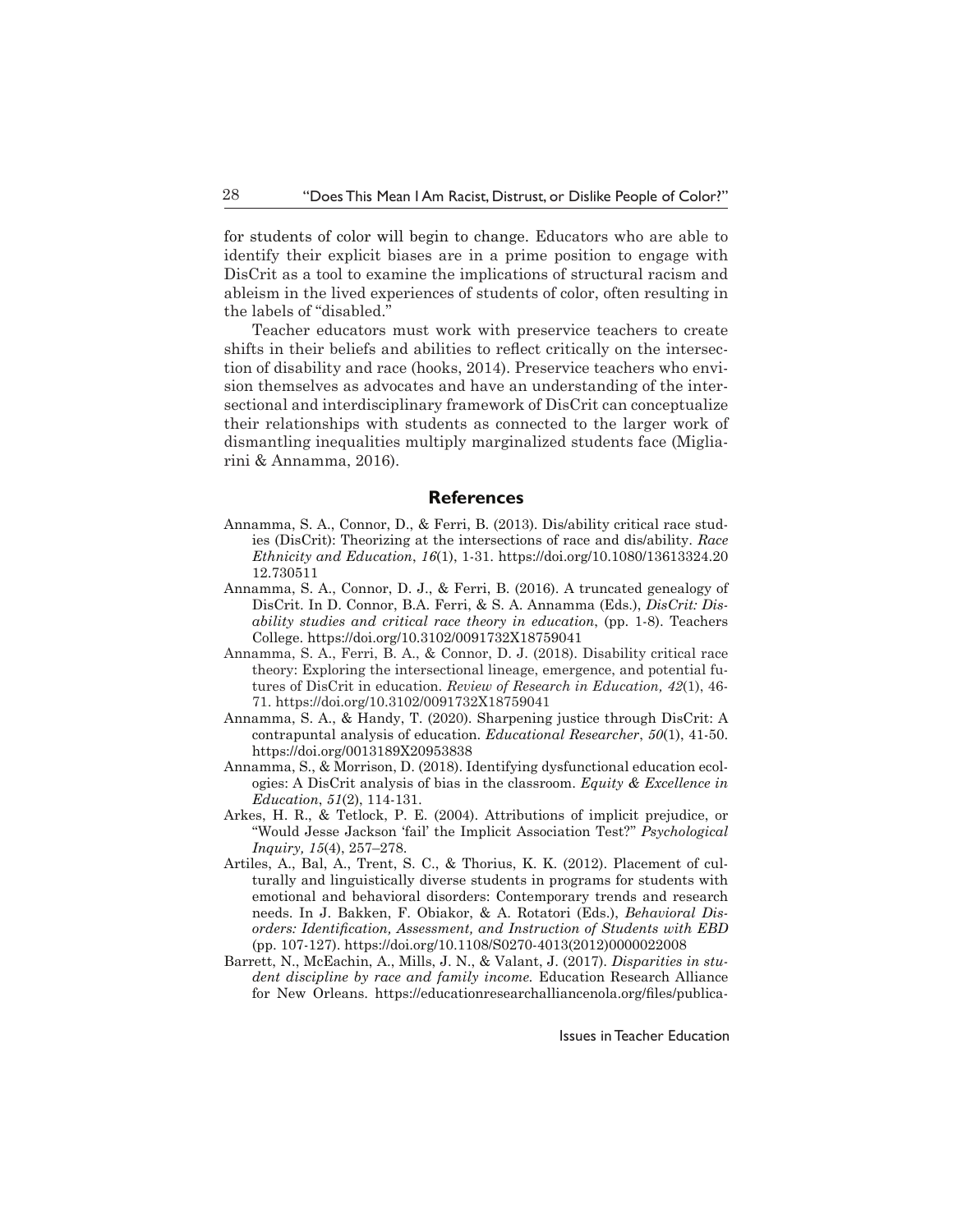for students of color will begin to change. Educators who are able to identify their explicit biases are in a prime position to engage with DisCrit as a tool to examine the implications of structural racism and ableism in the lived experiences of students of color, often resulting in the labels of "disabled."

Teacher educators must work with preservice teachers to create shifts in their beliefs and abilities to reflect critically on the intersection of disability and race (hooks, 2014). Preservice teachers who envision themselves as advocates and have an understanding of the intersectional and interdisciplinary framework of DisCrit can conceptualize their relationships with students as connected to the larger work of dismantling inequalities multiply marginalized students face (Migliarini & Annamma, 2016).

## References

Annamma, S. A., Connor, D., & Ferri, B. (2013). Dis/ability critical race studies (DisCrit): Theorizing at the intersections of race and dis/ability. *Race Ethnicity and Education*, *16*(1), 1-31. https://doi.org/10.1080/13613324.2012.730511

Annamma, S. A., Connor, D. J., & Ferri, B. (2016). A truncated genealogy of DisCrit. In D. Connor, B.A. Ferri, & S. A. Annamma (Eds.), *DisCrit: Disability studies and critical race theory in education*, (pp. 1-8). Teachers College. https://doi.org/10.3102/0091732X18759041

Annamma, S. A., Ferri, B. A., & Connor, D. J. (2018). Disability critical race theory: Exploring the intersectional lineage, emergence, and potential futures of DisCrit in education. *Review of Research in Education, 42*(1), 46-71. https://doi.org/10.3102/0091732X18759041

Annamma, S. A., & Handy, T. (2020). Sharpening justice through DisCrit: A contrapuntal analysis of education. *Educational Researcher*, *50*(1), 41-50. https://doi.org/0013189X20953838

Annamma, S., & Morrison, D. (2018). Identifying dysfunctional education ecologies: A DisCrit analysis of bias in the classroom. *Equity & Excellence in Education*, *51*(2), 114-131.

Arkes, H. R., & Tetlock, P. E. (2004). Attributions of implicit prejudice, or "Would Jesse Jackson 'fail' the Implicit Association Test?" *Psychological Inquiry, 15*(4), 257–278.

Artiles, A., Bal, A., Trent, S. C., & Thorius, K. K. (2012). Placement of culturally and linguistically diverse students in programs for students with emotional and behavioral disorders: Contemporary trends and research needs. In J. Bakken, F. Obiakor, & A. Rotatori (Eds.), *Behavioral Disorders: Identification, Assessment, and Instruction of Students with EBD* (pp. 107-127). https://doi.org/10.1108/S0270-4013(2012)0000022008

Barrett, N., McEachin, A., Mills, J. N., & Valant, J. (2017). *Disparities in student discipline by race and family income.* Education Research Alliance for New Orleans. https://educationresearchalliancenola.org/files/publica-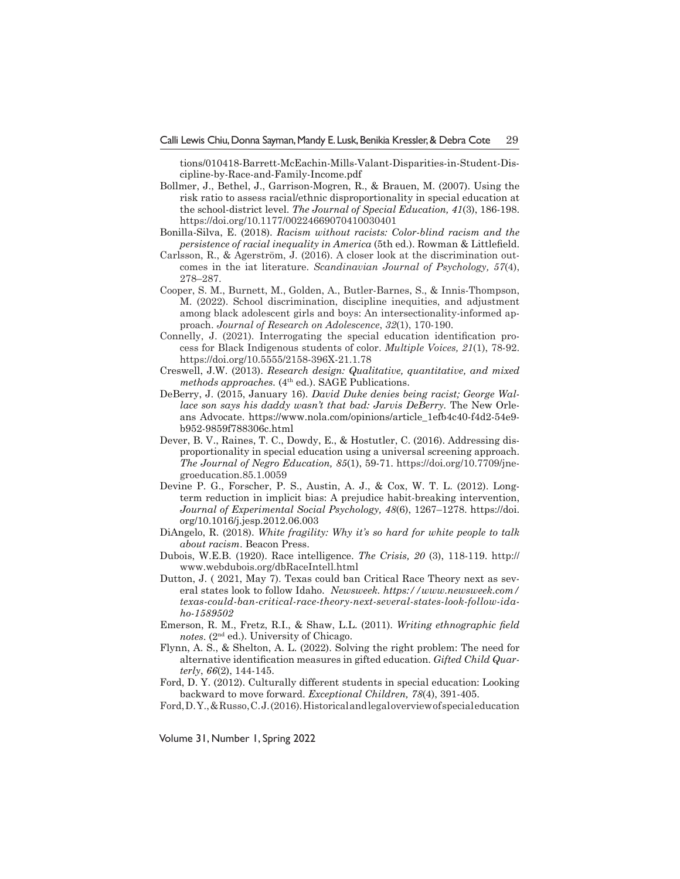tions/010418-Barrett-McEachin-Mills-Valant-Disparities-in-Student-Discipline-by-Race-and-Family-Income.pdf

Bollmer, J., Bethel, J., Garrison-Mogren, R., & Brauen, M. (2007). Using the risk ratio to assess racial/ethnic disproportionality in special education at the school-district level. *The Journal of Special Education, 41*(3), 186-198. https://doi.org/10.1177/00224669070410030401

Bonilla-Silva, E. (2018). *Racism without racists: Color-blind racism and the persistence of racial inequality in America* (5th ed.). Rowman & Littlefield.

Carlsson, R., & Agerström, J. (2016). A closer look at the discrimination outcomes in the iat literature. *Scandinavian Journal of Psychology, 57*(4), 278–287.

Cooper, S. M., Burnett, M., Golden, A., Butler-Barnes, S., & Innis-Thompson, M. (2022). School discrimination, discipline inequities, and adjustment among black adolescent girls and boys: An intersectionality-informed approach. *Journal of Research on Adolescence*, *32*(1), 170-190.

Connelly, J. (2021). Interrogating the special education identification process for Black Indigenous students of color. *Multiple Voices, 21*(1), 78-92. https://doi.org/10.5555/2158-396X-21.1.78

Creswell, J.W. (2013). *Research design: Qualitative, quantitative, and mixed methods approaches.* (4th ed.). SAGE Publications.

DeBerry, J. (2015, January 16). *David Duke denies being racist; George Wallace son says his daddy wasn't that bad: Jarvis DeBerry.* The New Orleans Advocate. https://www.nola.com/opinions/article_1efb4c40-f4d2-54e9-b952-9859f788306c.html

Dever, B. V., Raines, T. C., Dowdy, E., & Hostutler, C. (2016). Addressing disproportionality in special education using a universal screening approach. *The Journal of Negro Education, 85*(1), 59-71. https://doi.org/10.7709/jnegroeducation.85.1.0059

Devine P. G., Forscher, P. S., Austin, A. J., & Cox, W. T. L. (2012). Long-term reduction in implicit bias: A prejudice habit-breaking intervention, *Journal of Experimental Social Psychology, 48*(6), 1267–1278. https://doi.org/10.1016/j.jesp.2012.06.003

DiAngelo, R. (2018). *White fragility: Why it's so hard for white people to talk about racism*. Beacon Press.

Dubois, W.E.B. (1920). Race intelligence. *The Crisis, 20* (3), 118-119. http://www.webdubois.org/dbRaceIntell.html

Dutton, J. ( 2021, May 7). Texas could ban Critical Race Theory next as several states look to follow Idaho. *Newsweek. https://www.newsweek.com/texas-could-ban-critical-race-theory-next-several-states-look-follow-idaho-1589502*

Emerson, R. M., Fretz, R.I., & Shaw, L.L. (2011). *Writing ethnographic field notes.* (2nd ed.). University of Chicago.

Flynn, A. S., & Shelton, A. L. (2022). Solving the right problem: The need for alternative identification measures in gifted education. *Gifted Child Quarterly*, *66*(2), 144-145.

Ford, D. Y. (2012). Culturally different students in special education: Looking backward to move forward. *Exceptional Children, 78*(4), 391-405.

Ford, D. Y., & Russo, C. J. (2016). Historical and legal overview of special education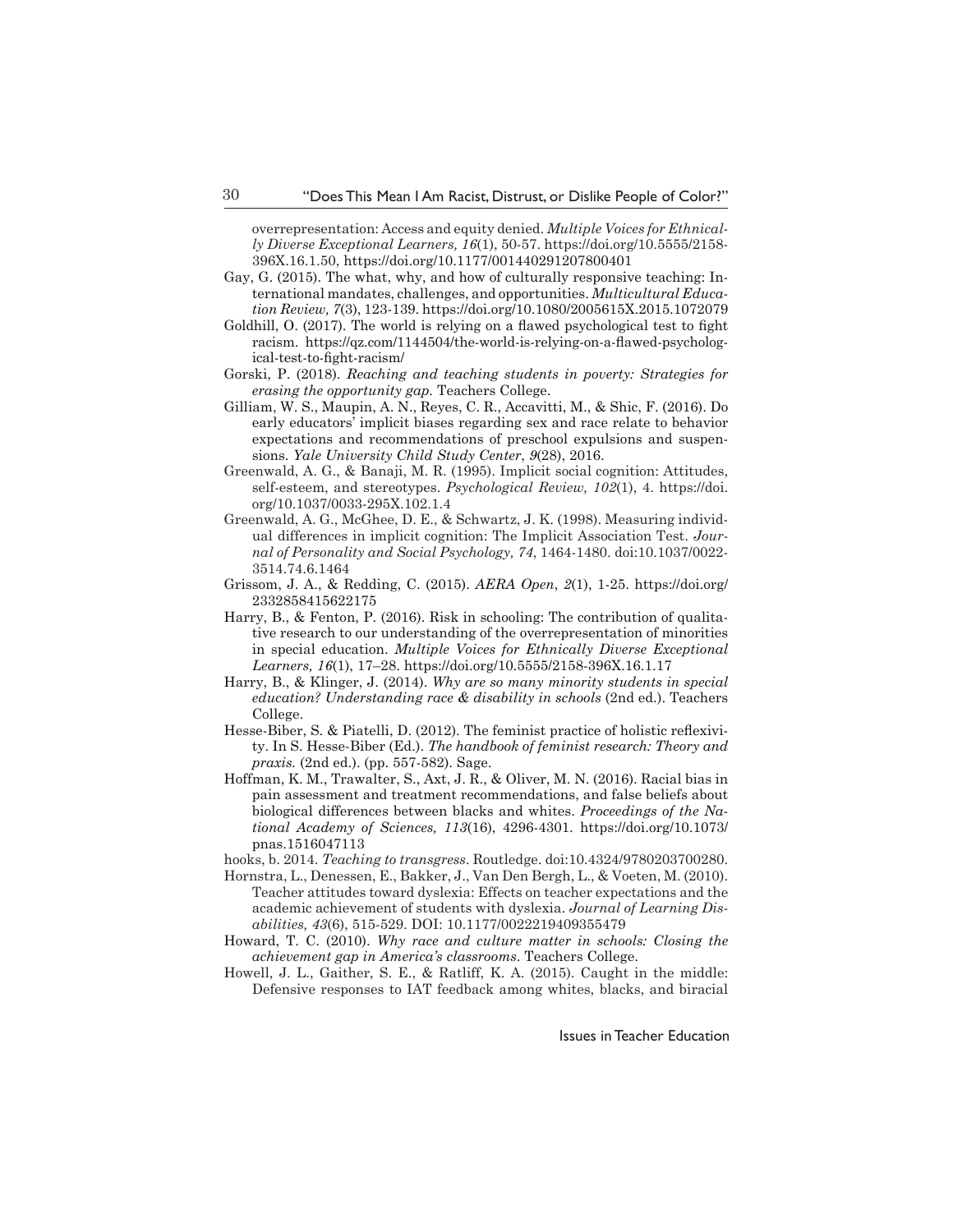overrepresentation: Access and equity denied. *Multiple Voices for Ethnically Diverse Exceptional Learners, 16*(1), 50-57. https://doi.org/10.5555/2158-396X.16.1.50, https://doi.org/10.1177/001440291207800401

Gay, G. (2015). The what, why, and how of culturally responsive teaching: International mandates, challenges, and opportunities. *Multicultural Education Review, 7*(3), 123-139. https://doi.org/10.1080/2005615X.2015.1072079

Goldhill, O. (2017). The world is relying on a flawed psychological test to fight racism. https://qz.com/1144504/the-world-is-relying-on-a-flawed-psychological-test-to-fight-racism/

Gorski, P. (2018). *Reaching and teaching students in poverty: Strategies for erasing the opportunity gap.* Teachers College.

Gilliam, W. S., Maupin, A. N., Reyes, C. R., Accavitti, M., & Shic, F. (2016). Do early educators' implicit biases regarding sex and race relate to behavior expectations and recommendations of preschool expulsions and suspensions. *Yale University Child Study Center*, *9*(28), 2016.

Greenwald, A. G., & Banaji, M. R. (1995). Implicit social cognition: Attitudes, self-esteem, and stereotypes. *Psychological Review, 102*(1), 4. https://doi.org/10.1037/0033-295X.102.1.4

Greenwald, A. G., McGhee, D. E., & Schwartz, J. K. (1998). Measuring individual differences in implicit cognition: The Implicit Association Test. *Journal of Personality and Social Psychology, 74*, 1464-1480. doi:10.1037/0022-3514.74.6.1464

Grissom, J. A., & Redding, C. (2015). *AERA Open*, *2*(1), 1-25. https://doi.org/2332858415622175

Harry, B., & Fenton, P. (2016). Risk in schooling: The contribution of qualitative research to our understanding of the overrepresentation of minorities in special education. *Multiple Voices for Ethnically Diverse Exceptional Learners, 16*(1), 17–28. https://doi.org/10.5555/2158-396X.16.1.17

Harry, B., & Klinger, J. (2014). *Why are so many minority students in special education? Understanding race & disability in schools* (2nd ed.). Teachers College.

Hesse-Biber, S. & Piatelli, D. (2012). The feminist practice of holistic reflexivity. In S. Hesse-Biber (Ed.). *The handbook of feminist research: Theory and praxis.* (2nd ed.). (pp. 557-582). Sage.

Hoffman, K. M., Trawalter, S., Axt, J. R., & Oliver, M. N. (2016). Racial bias in pain assessment and treatment recommendations, and false beliefs about biological differences between blacks and whites. *Proceedings of the National Academy of Sciences, 113*(16), 4296-4301. https://doi.org/10.1073/pnas.1516047113

hooks, b. 2014. *Teaching to transgress*. Routledge. doi:10.4324/9780203700280.

Hornstra, L., Denessen, E., Bakker, J., Van Den Bergh, L., & Voeten, M. (2010). Teacher attitudes toward dyslexia: Effects on teacher expectations and the academic achievement of students with dyslexia. *Journal of Learning Disabilities, 43*(6), 515-529. DOI: 10.1177/0022219409355479

Howard, T. C. (2010). *Why race and culture matter in schools: Closing the achievement gap in America's classrooms*. Teachers College.

Howell, J. L., Gaither, S. E., & Ratliff, K. A. (2015). Caught in the middle: Defensive responses to IAT feedback among whites, blacks, and biracial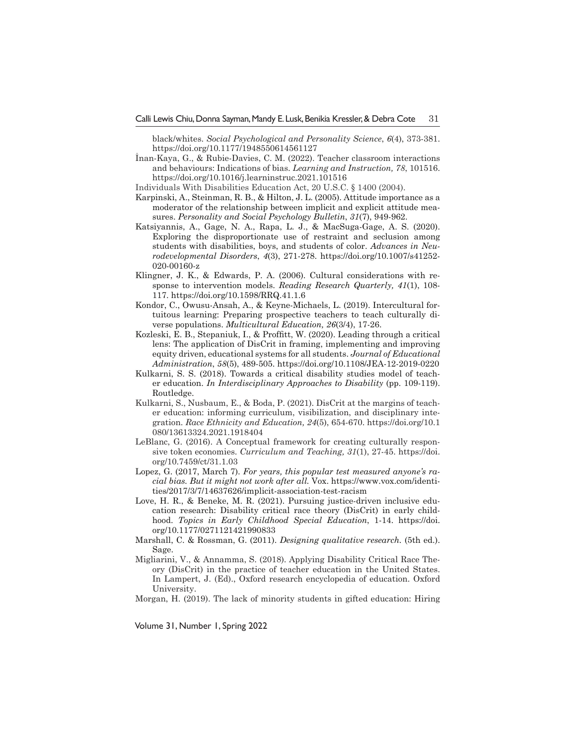black/whites. *Social Psychological and Personality Science*, *6*(4), 373-381. https://doi.org/10.1177/1948550614561127

İnan-Kaya, G., & Rubie-Davies, C. M. (2022). Teacher classroom interactions and behaviours: Indications of bias. *Learning and Instruction, 78*, 101516. https://doi.org/10.1016/j.learninstruc.2021.101516

Individuals With Disabilities Education Act, 20 U.S.C. § 1400 (2004).

Karpinski, A., Steinman, R. B., & Hilton, J. L. (2005). Attitude importance as a moderator of the relationship between implicit and explicit attitude measures. *Personality and Social Psychology Bulletin*, *31*(7), 949-962.

Katsiyannis, A., Gage, N. A., Rapa, L. J., & MacSuga-Gage, A. S. (2020). Exploring the disproportionate use of restraint and seclusion among students with disabilities, boys, and students of color. *Advances in Neurodevelopmental Disorders*, *4*(3), 271-278. https://doi.org/10.1007/s41252-020-00160-z

Klingner, J. K., & Edwards, P. A. (2006). Cultural considerations with response to intervention models. *Reading Research Quarterly, 41*(1), 108-117. https://doi.org/10.1598/RRQ.41.1.6

Kondor, C., Owusu-Ansah, A., & Keyne-Michaels, L. (2019). Intercultural fortuitous learning: Preparing prospective teachers to teach culturally diverse populations. *Multicultural Education, 26*(3/4), 17-26.

Kozleski, E. B., Stepaniuk, I., & Proffitt, W. (2020). Leading through a critical lens: The application of DisCrit in framing, implementing and improving equity driven, educational systems for all students. *Journal of Educational Administration*, *58*(5), 489-505. https://doi.org/10.1108/JEA-12-2019-0220

Kulkarni, S. S. (2018). Towards a critical disability studies model of teacher education. *In Interdisciplinary Approaches to Disability* (pp. 109-119). Routledge.

Kulkarni, S., Nusbaum, E., & Boda, P. (2021). DisCrit at the margins of teacher education: informing curriculum, visibilization, and disciplinary integration. *Race Ethnicity and Education, 24*(5), 654-670. https://doi.org/10.1080/13613324.2021.1918404

LeBlanc, G. (2016). A Conceptual framework for creating culturally responsive token economies. *Curriculum and Teaching, 31*(1), 27-45. https://doi.org/10.7459/ct/31.1.03

Lopez, G. (2017, March 7). *For years, this popular test measured anyone's racial bias. But it might not work after all.* Vox. https://www.vox.com/identities/2017/3/7/14637626/implicit-association-test-racism

Love, H. R., & Beneke, M. R. (2021). Pursuing justice-driven inclusive education research: Disability critical race theory (DisCrit) in early childhood. *Topics in Early Childhood Special Education*, 1-14. https://doi.org/10.1177/0271121421990833

Marshall, C. & Rossman, G. (2011). *Designing qualitative research.* (5th ed.). Sage.

Migliarini, V., & Annamma, S. (2018). Applying Disability Critical Race Theory (DisCrit) in the practice of teacher education in the United States. In Lampert, J. (Ed)., Oxford research encyclopedia of education. Oxford University.

Morgan, H. (2019). The lack of minority students in gifted education: Hiring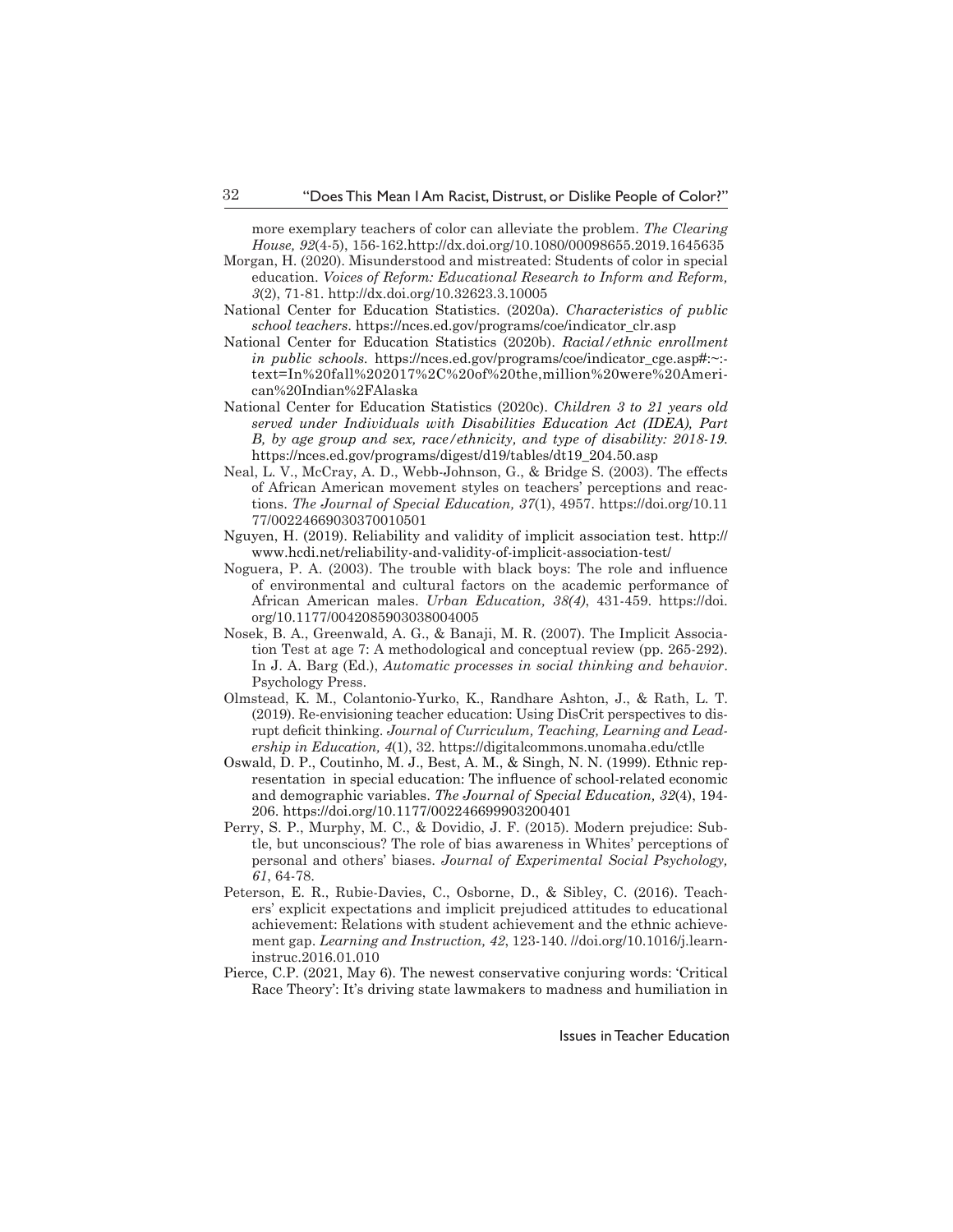more exemplary teachers of color can alleviate the problem. *The Clearing House, 92*(4-5), 156-162.http://dx.doi.org/10.1080/00098655.2019.1645635

Morgan, H. (2020). Misunderstood and mistreated: Students of color in special education. *Voices of Reform: Educational Research to Inform and Reform, 3*(2), 71-81. http://dx.doi.org/10.32623.3.10005

National Center for Education Statistics. (2020a). *Characteristics of public school teachers*. https://nces.ed.gov/programs/coe/indicator_clr.asp

National Center for Education Statistics (2020b). *Racial/ethnic enrollment in public schools.* https://nces.ed.gov/programs/coe/indicator_cge.asp#:~:text=In%20fall%202017%2C%20of%20the,million%20were%20American%20Indian%2FAlaska

National Center for Education Statistics (2020c). *Children 3 to 21 years old served under Individuals with Disabilities Education Act (IDEA), Part B, by age group and sex, race/ethnicity, and type of disability: 2018-19.* https://nces.ed.gov/programs/digest/d19/tables/dt19_204.50.asp

Neal, L. V., McCray, A. D., Webb-Johnson, G., & Bridge S. (2003). The effects of African American movement styles on teachers' perceptions and reactions. *The Journal of Special Education, 37*(1), 4957. https://doi.org/10.1177/00224669030370010501

Nguyen, H. (2019). Reliability and validity of implicit association test. http://www.hcdi.net/reliability-and-validity-of-implicit-association-test/

Noguera, P. A. (2003). The trouble with black boys: The role and influence of environmental and cultural factors on the academic performance of African American males. *Urban Education, 38(4)*, 431-459. https://doi.org/10.1177/0042085903038004005

Nosek, B. A., Greenwald, A. G., & Banaji, M. R. (2007). The Implicit Association Test at age 7: A methodological and conceptual review (pp. 265-292). In J. A. Barg (Ed.), *Automatic processes in social thinking and behavior*. Psychology Press.

Olmstead, K. M., Colantonio-Yurko, K., Randhare Ashton, J., & Rath, L. T. (2019). Re-envisioning teacher education: Using DisCrit perspectives to disrupt deficit thinking. *Journal of Curriculum, Teaching, Learning and Leadership in Education, 4*(1), 32. https://digitalcommons.unomaha.edu/ctlle

Oswald, D. P., Coutinho, M. J., Best, A. M., & Singh, N. N. (1999). Ethnic representation in special education: The influence of school-related economic and demographic variables. *The Journal of Special Education, 32*(4), 194-206. https://doi.org/10.1177/002246699903200401

Perry, S. P., Murphy, M. C., & Dovidio, J. F. (2015). Modern prejudice: Subtle, but unconscious? The role of bias awareness in Whites' perceptions of personal and others' biases. *Journal of Experimental Social Psychology, 61*, 64-78.

Peterson, E. R., Rubie-Davies, C., Osborne, D., & Sibley, C. (2016). Teachers' explicit expectations and implicit prejudiced attitudes to educational achievement: Relations with student achievement and the ethnic achievement gap. *Learning and Instruction, 42*, 123-140. //doi.org/10.1016/j.learninstruc.2016.01.010

Pierce, C.P. (2021, May 6). The newest conservative conjuring words: 'Critical Race Theory': It's driving state lawmakers to madness and humiliation in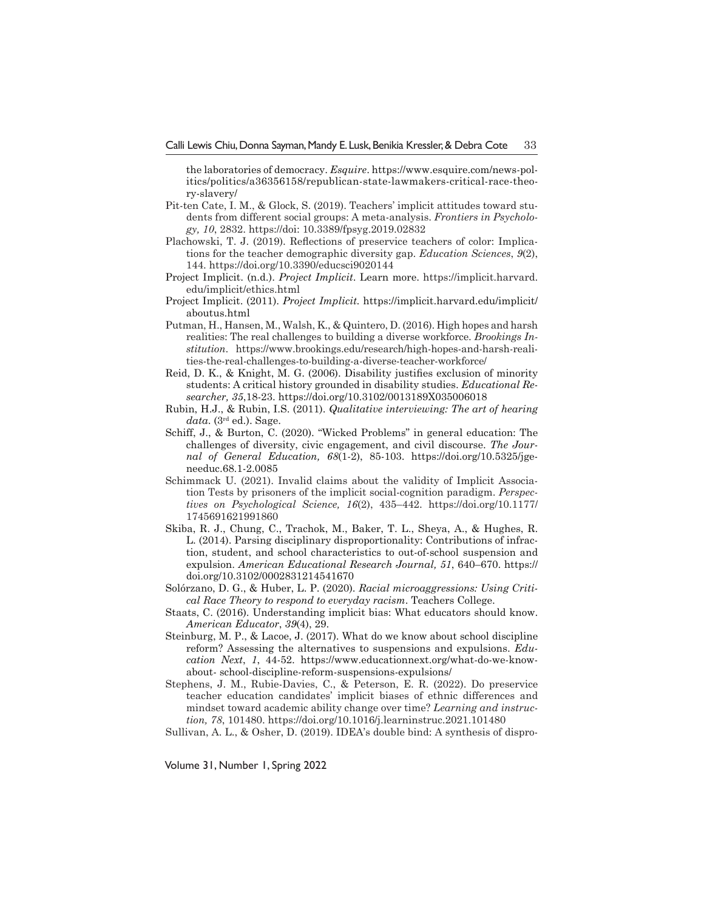the laboratories of democracy. *Esquire*. https://www.esquire.com/news-politics/politics/a36356158/republican-state-lawmakers-critical-race-theory-slavery/

Pit-ten Cate, I. M., & Glock, S. (2019). Teachers' implicit attitudes toward students from different social groups: A meta-analysis. *Frontiers in Psychology, 10*, 2832. https://doi: 10.3389/fpsyg.2019.02832

Plachowski, T. J. (2019). Reflections of preservice teachers of color: Implications for the teacher demographic diversity gap. *Education Sciences*, *9*(2), 144. https://doi.org/10.3390/educsci9020144

Project Implicit. (n.d.). *Project Implicit*. Learn more. https://implicit.harvard.edu/implicit/ethics.html

Project Implicit. (2011). *Project Implicit.* https://implicit.harvard.edu/implicit/aboutus.html

Putman, H., Hansen, M., Walsh, K., & Quintero, D. (2016). High hopes and harsh realities: The real challenges to building a diverse workforce. *Brookings Institution*. https://www.brookings.edu/research/high-hopes-and-harsh-realities-the-real-challenges-to-building-a-diverse-teacher-workforce/

Reid, D. K., & Knight, M. G. (2006). Disability justifies exclusion of minority students: A critical history grounded in disability studies. *Educational Researcher, 35*,18-23. https://doi.org/10.3102/0013189X035006018

Rubin, H.J., & Rubin, I.S. (2011). *Qualitative interviewing: The art of hearing data*. (3rd ed.). Sage.

Schiff, J., & Burton, C. (2020). "Wicked Problems" in general education: The challenges of diversity, civic engagement, and civil discourse. *The Journal of General Education, 68*(1-2), 85-103. https://doi.org/10.5325/jgeneeduc.68.1-2.0085

Schimmack U. (2021). Invalid claims about the validity of Implicit Association Tests by prisoners of the implicit social-cognition paradigm. *Perspectives on Psychological Science, 16*(2), 435–442. https://doi.org/10.1177/1745691621991860

Skiba, R. J., Chung, C., Trachok, M., Baker, T. L., Sheya, A., & Hughes, R. L. (2014). Parsing disciplinary disproportionality: Contributions of infraction, student, and school characteristics to out-of-school suspension and expulsion. *American Educational Research Journal, 51*, 640–670. https://doi.org/10.3102/0002831214541670

Solórzano, D. G., & Huber, L. P. (2020). *Racial microaggressions: Using Critical Race Theory to respond to everyday racism*. Teachers College.

Staats, C. (2016). Understanding implicit bias: What educators should know. *American Educator*, *39*(4), 29.

Steinburg, M. P., & Lacoe, J. (2017). What do we know about school discipline reform? Assessing the alternatives to suspensions and expulsions. *Education Next*, *1*, 44-52. https://www.educationnext.org/what-do-we-know-about- school-discipline-reform-suspensions-expulsions/

Stephens, J. M., Rubie-Davies, C., & Peterson, E. R. (2022). Do preservice teacher education candidates' implicit biases of ethnic differences and mindset toward academic ability change over time? *Learning and instruction, 78*, 101480. https://doi.org/10.1016/j.learninstruc.2021.101480

Sullivan, A. L., & Osher, D. (2019). IDEA's double bind: A synthesis of dispro-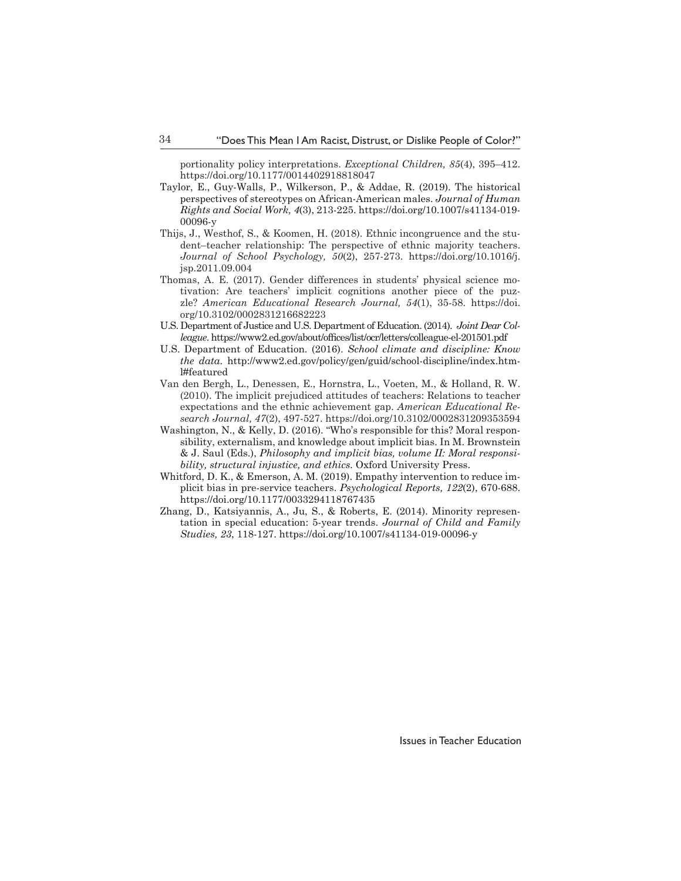portionality policy interpretations. *Exceptional Children, 85*(4), 395–412. https://doi.org/10.1177/0014402918818047

Taylor, E., Guy-Walls, P., Wilkerson, P., & Addae, R. (2019). The historical perspectives of stereotypes on African-American males. *Journal of Human Rights and Social Work, 4*(3), 213-225. https://doi.org/10.1007/s41134-019-00096-y

Thijs, J., Westhof, S., & Koomen, H. (2018). Ethnic incongruence and the student–teacher relationship: The perspective of ethnic majority teachers. *Journal of School Psychology, 50*(2), 257-273. https://doi.org/10.1016/j.jsp.2011.09.004

Thomas, A. E. (2017). Gender differences in students' physical science motivation: Are teachers' implicit cognitions another piece of the puzzle? *American Educational Research Journal, 54*(1), 35-58. https://doi.org/10.3102/0002831216682223

U.S. Department of Justice and U.S. Department of Education. (2014). *Joint Dear Colleague*. https://www2.ed.gov/about/offices/list/ocr/letters/colleague-el-201501.pdf

U.S. Department of Education. (2016). *School climate and discipline: Know the data*. http://www2.ed.gov/policy/gen/guid/school-discipline/index.html#featured

Van den Bergh, L., Denessen, E., Hornstra, L., Voeten, M., & Holland, R. W. (2010). The implicit prejudiced attitudes of teachers: Relations to teacher expectations and the ethnic achievement gap. *American Educational Research Journal, 47*(2), 497-527. https://doi.org/10.3102/0002831209353594

Washington, N., & Kelly, D. (2016). "Who's responsible for this? Moral responsibility, externalism, and knowledge about implicit bias. In M. Brownstein & J. Saul (Eds.), *Philosophy and implicit bias, volume II: Moral responsibility, structural injustice, and ethics*. Oxford University Press.

Whitford, D. K., & Emerson, A. M. (2019). Empathy intervention to reduce implicit bias in pre-service teachers. *Psychological Reports, 122*(2), 670-688. https://doi.org/10.1177/0033294118767435

Zhang, D., Katsiyannis, A., Ju, S., & Roberts, E. (2014). Minority representation in special education: 5-year trends. *Journal of Child and Family Studies, 23*, 118-127. https://doi.org/10.1007/s41134-019-00096-y